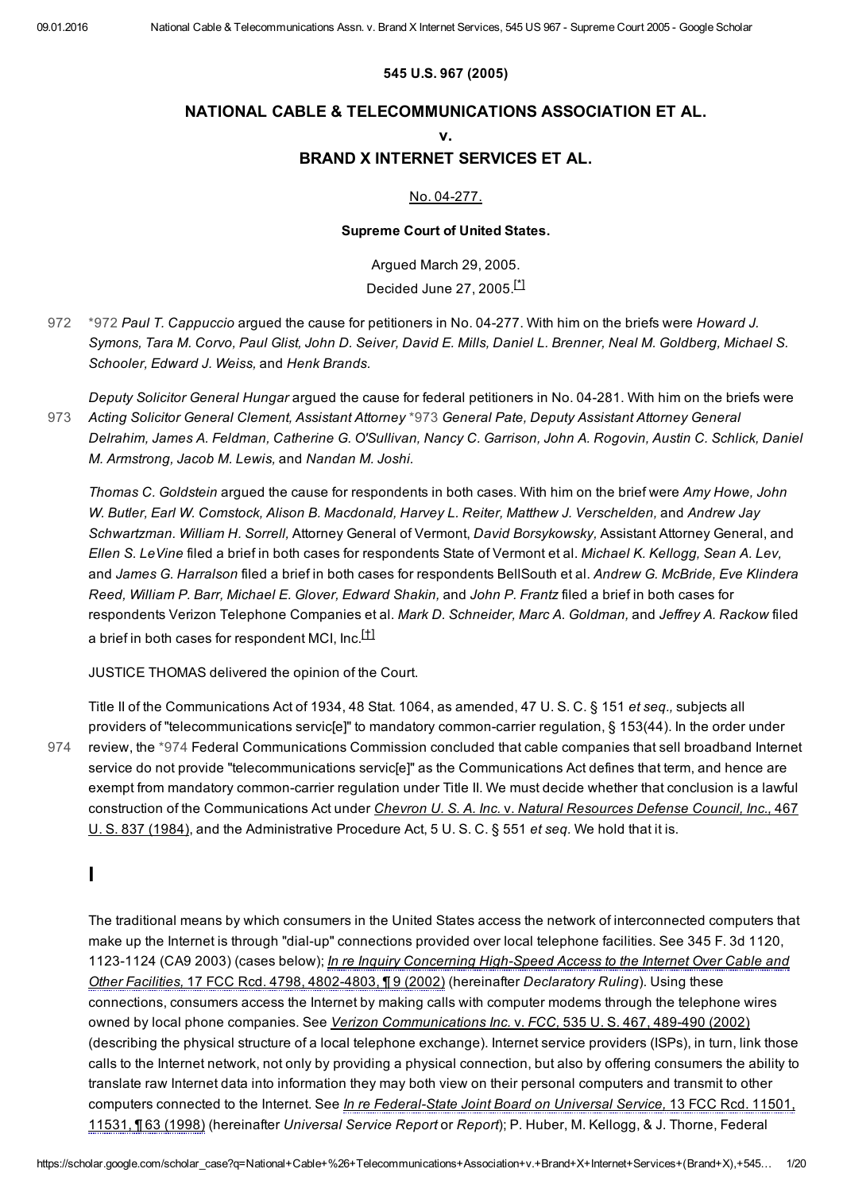**545 U.S. 967 (2005)**

## NATIONAL CABLE & TELECOMMUNICATIONS ASSOCIATION ET AL.

## v.

## BRAND X INTERNET SERVICES ET AL.

No. 04-277.

**Supreme Court of United States.**

Argued March 29, 2005.
Decided June 27, 2005.[*]

*972 *Paul T. Cappuccio* argued the cause for petitioners in No. 04-277. With him on the briefs were *Howard J. Symons, Tara M. Corvo, Paul Glist, John D. Seiver, David E. Mills, Daniel L. Brenner, Neal M. Goldberg, Michael S. Schooler, Edward J. Weiss,* and *Henk Brands.*

*Deputy Solicitor General Hungar* argued the cause for federal petitioners in No. 04-281. With him on the briefs were *Acting Solicitor General Clement, Assistant Attorney* *973 *General Pate, Deputy Assistant Attorney General Delrahim, James A. Feldman, Catherine G. O'Sullivan, Nancy C. Garrison, John A. Rogovin, Austin C. Schlick, Daniel M. Armstrong, Jacob M. Lewis,* and *Nandan M. Joshi.*

*Thomas C. Goldstein* argued the cause for respondents in both cases. With him on the brief were *Amy Howe, John W. Butler, Earl W. Comstock, Alison B. Macdonald, Harvey L. Reiter, Matthew J. Verschelden,* and *Andrew Jay Schwartzman. William H. Sorrell,* Attorney General of Vermont, *David Borsykowsky,* Assistant Attorney General, and *Ellen S. LeVine* filed a brief in both cases for respondents State of Vermont et al. *Michael K. Kellogg, Sean A. Lev,* and *James G. Harralson* filed a brief in both cases for respondents BellSouth et al. *Andrew G. McBride, Eve Klindera Reed, William P. Barr, Michael E. Glover, Edward Shakin,* and *John P. Frantz* filed a brief in both cases for respondents Verizon Telephone Companies et al. *Mark D. Schneider, Marc A. Goldman,* and *Jeffrey A. Rackow* filed a brief in both cases for respondent MCI, Inc.[†]

JUSTICE THOMAS delivered the opinion of the Court.

Title II of the Communications Act of 1934, 48 Stat. 1064, as amended, 47 U. S. C. § 151 *et seq.,* subjects all providers of "telecommunications servic[e]" to mandatory common-carrier regulation, § 153(44). In the order under review, the *974 Federal Communications Commission concluded that cable companies that sell broadband Internet service do not provide "telecommunications servic[e]" as the Communications Act defines that term, and hence are exempt from mandatory common-carrier regulation under Title II. We must decide whether that conclusion is a lawful construction of the Communications Act under *Chevron U. S. A. Inc.* v. *Natural Resources Defense Council, Inc.,* 467 U. S. 837 (1984), and the Administrative Procedure Act, 5 U. S. C. § 551 *et seq.* We hold that it is.

# I

The traditional means by which consumers in the United States access the network of interconnected computers that make up the Internet is through "dial-up" connections provided over local telephone facilities. See 345 F. 3d 1120, 1123-1124 (CA9 2003) (cases below); *In re Inquiry Concerning High-Speed Access to the Internet Over Cable and Other Facilities,* 17 FCC Rcd. 4798, 4802-4803, ¶ 9 (2002) (hereinafter *Declaratory Ruling*). Using these connections, consumers access the Internet by making calls with computer modems through the telephone wires owned by local phone companies. See *Verizon Communications Inc.* v. *FCC,* 535 U. S. 467, 489-490 (2002) (describing the physical structure of a local telephone exchange). Internet service providers (ISPs), in turn, link those calls to the Internet network, not only by providing a physical connection, but also by offering consumers the ability to translate raw Internet data into information they may both view on their personal computers and transmit to other computers connected to the Internet. See *In re Federal-State Joint Board on Universal Service,* 13 FCC Rcd. 11501, 11531, ¶ 63 (1998) (hereinafter *Universal Service Report* or *Report*); P. Huber, M. Kellogg, & J. Thorne, Federal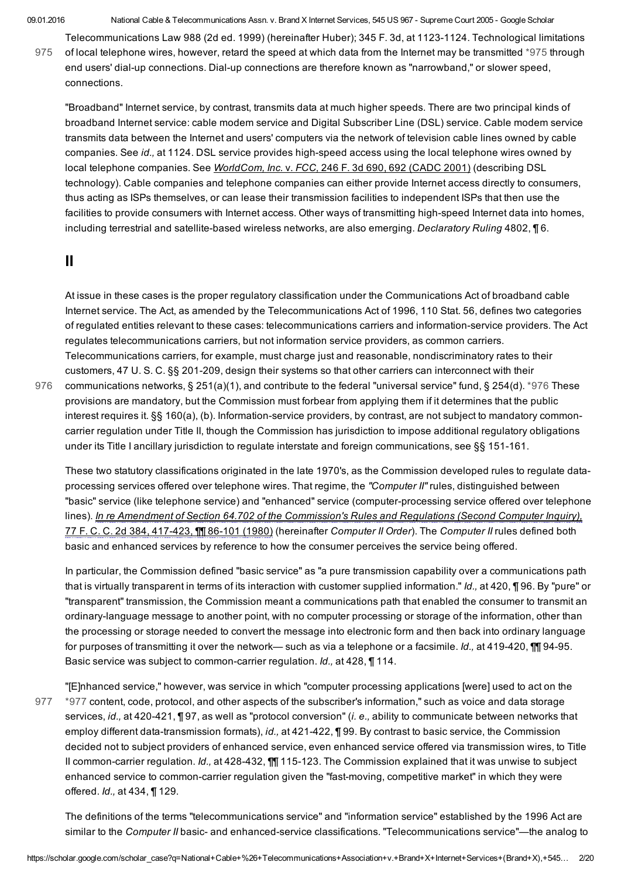Telecommunications Law 988 (2d ed. 1999) (hereinafter Huber); 345 F. 3d, at 1123-1124. Technological limitations of local telephone wires, however, retard the speed at which data from the Internet may be transmitted *975 through end users' dial-up connections. Dial-up connections are therefore known as "narrowband," or slower speed, connections.

"Broadband" Internet service, by contrast, transmits data at much higher speeds. There are two principal kinds of broadband Internet service: cable modem service and Digital Subscriber Line (DSL) service. Cable modem service transmits data between the Internet and users' computers via the network of television cable lines owned by cable companies. See *id.,* at 1124. DSL service provides high-speed access using the local telephone wires owned by local telephone companies. See *WorldCom, Inc.* v. *FCC,* 246 F. 3d 690, 692 (CADC 2001) (describing DSL technology). Cable companies and telephone companies can either provide Internet access directly to consumers, thus acting as ISPs themselves, or can lease their transmission facilities to independent ISPs that then use the facilities to provide consumers with Internet access. Other ways of transmitting high-speed Internet data into homes, including terrestrial and satellite-based wireless networks, are also emerging. *Declaratory Ruling* 4802, ¶ 6.

## II

At issue in these cases is the proper regulatory classification under the Communications Act of broadband cable Internet service. The Act, as amended by the Telecommunications Act of 1996, 110 Stat. 56, defines two categories of regulated entities relevant to these cases: telecommunications carriers and information-service providers. The Act regulates telecommunications carriers, but not information service providers, as common carriers. Telecommunications carriers, for example, must charge just and reasonable, nondiscriminatory rates to their customers, 47 U. S. C. §§ 201-209, design their systems so that other carriers can interconnect with their communications networks, § 251(a)(1), and contribute to the federal "universal service" fund, § 254(d). *976 These provisions are mandatory, but the Commission must forbear from applying them if it determines that the public interest requires it. §§ 160(a), (b). Information-service providers, by contrast, are not subject to mandatory common-carrier regulation under Title II, though the Commission has jurisdiction to impose additional regulatory obligations under its Title I ancillary jurisdiction to regulate interstate and foreign communications, see §§ 151-161.

These two statutory classifications originated in the late 1970's, as the Commission developed rules to regulate data-processing services offered over telephone wires. That regime, the *"Computer II"* rules, distinguished between "basic" service (like telephone service) and "enhanced" service (computer-processing service offered over telephone lines). *In re Amendment of Section 64.702 of the Commission's Rules and Regulations (Second Computer Inquiry),* 77 F. C. C. 2d 384, 417-423, ¶¶ 86-101 (1980) (hereinafter *Computer II Order*). The *Computer II* rules defined both basic and enhanced services by reference to how the consumer perceives the service being offered.

In particular, the Commission defined "basic service" as "a pure transmission capability over a communications path that is virtually transparent in terms of its interaction with customer supplied information." *Id.,* at 420, ¶ 96. By "pure" or "transparent" transmission, the Commission meant a communications path that enabled the consumer to transmit an ordinary-language message to another point, with no computer processing or storage of the information, other than the processing or storage needed to convert the message into electronic form and then back into ordinary language for purposes of transmitting it over the network— such as via a telephone or a facsimile. *Id.,* at 419-420, ¶¶ 94-95. Basic service was subject to common-carrier regulation. *Id.,* at 428, ¶ 114.

"[E]nhanced service," however, was service in which "computer processing applications [were] used to act on the *977 content, code, protocol, and other aspects of the subscriber's information," such as voice and data storage services, *id.,* at 420-421, ¶ 97, as well as "protocol conversion" (*i. e.,* ability to communicate between networks that employ different data-transmission formats), *id.,* at 421-422, ¶ 99. By contrast to basic service, the Commission decided not to subject providers of enhanced service, even enhanced service offered via transmission wires, to Title II common-carrier regulation. *Id.,* at 428-432, ¶¶ 115-123. The Commission explained that it was unwise to subject enhanced service to common-carrier regulation given the "fast-moving, competitive market" in which they were offered. *Id.,* at 434, ¶ 129.

The definitions of the terms "telecommunications service" and "information service" established by the 1996 Act are similar to the *Computer II* basic- and enhanced-service classifications. "Telecommunications service"—the analog to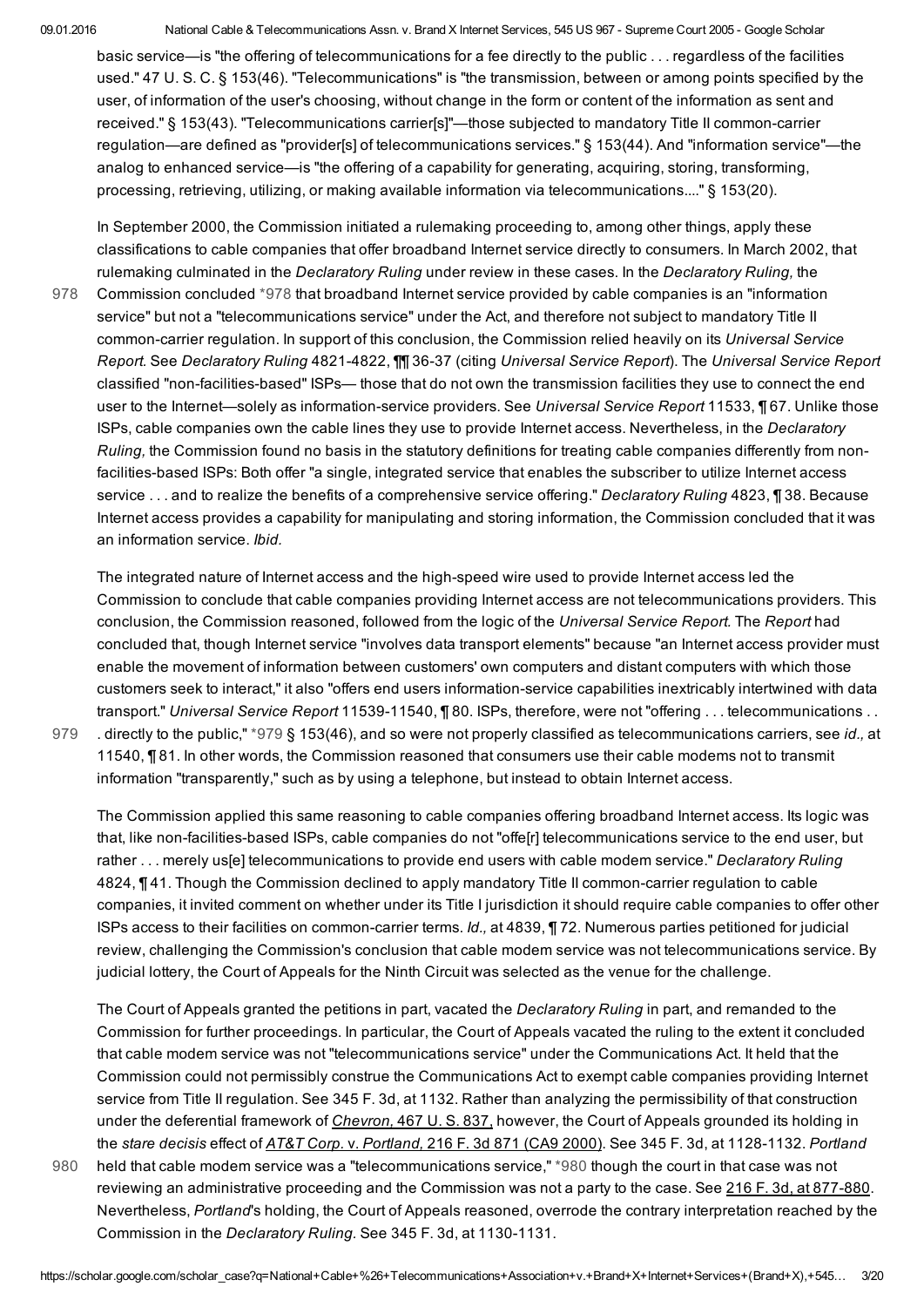basic service—is "the offering of telecommunications for a fee directly to the public . . . regardless of the facilities used." 47 U. S. C. § 153(46). "Telecommunications" is "the transmission, between or among points specified by the user, of information of the user's choosing, without change in the form or content of the information as sent and received." § 153(43). "Telecommunications carrier[s]"—those subjected to mandatory Title II common-carrier regulation—are defined as "provider[s] of telecommunications services." § 153(44). And "information service"—the analog to enhanced service—is "the offering of a capability for generating, acquiring, storing, transforming, processing, retrieving, utilizing, or making available information via telecommunications...." § 153(20).

In September 2000, the Commission initiated a rulemaking proceeding to, among other things, apply these classifications to cable companies that offer broadband Internet service directly to consumers. In March 2002, that rulemaking culminated in the *Declaratory Ruling* under review in these cases. In the *Declaratory Ruling,* the Commission concluded *978 that broadband Internet service provided by cable companies is an "information service" but not a "telecommunications service" under the Act, and therefore not subject to mandatory Title II common-carrier regulation. In support of this conclusion, the Commission relied heavily on its *Universal Service Report.* See *Declaratory Ruling* 4821-4822, ¶¶ 36-37 (citing *Universal Service Report*). The *Universal Service Report* classified "non-facilities-based" ISPs— those that do not own the transmission facilities they use to connect the end user to the Internet—solely as information-service providers. See *Universal Service Report* 11533, ¶ 67. Unlike those ISPs, cable companies own the cable lines they use to provide Internet access. Nevertheless, in the *Declaratory Ruling,* the Commission found no basis in the statutory definitions for treating cable companies differently from non-facilities-based ISPs: Both offer "a single, integrated service that enables the subscriber to utilize Internet access service . . . and to realize the benefits of a comprehensive service offering." *Declaratory Ruling* 4823, ¶ 38. Because Internet access provides a capability for manipulating and storing information, the Commission concluded that it was an information service. *Ibid.*

The integrated nature of Internet access and the high-speed wire used to provide Internet access led the Commission to conclude that cable companies providing Internet access are not telecommunications providers. This conclusion, the Commission reasoned, followed from the logic of the *Universal Service Report.* The *Report* had concluded that, though Internet service "involves data transport elements" because "an Internet access provider must enable the movement of information between customers' own computers and distant computers with which those customers seek to interact," it also "offers end users information-service capabilities inextricably intertwined with data transport." *Universal Service Report* 11539-11540, ¶ 80. ISPs, therefore, were not "offering . . . telecommunications . . . directly to the public," *979 § 153(46), and so were not properly classified as telecommunications carriers, see *id.,* at 11540, ¶ 81. In other words, the Commission reasoned that consumers use their cable modems not to transmit information "transparently," such as by using a telephone, but instead to obtain Internet access.

The Commission applied this same reasoning to cable companies offering broadband Internet access. Its logic was that, like non-facilities-based ISPs, cable companies do not "offe[r] telecommunications service to the end user, but rather . . . merely us[e] telecommunications to provide end users with cable modem service." *Declaratory Ruling* 4824, ¶ 41. Though the Commission declined to apply mandatory Title II common-carrier regulation to cable companies, it invited comment on whether under its Title I jurisdiction it should require cable companies to offer other ISPs access to their facilities on common-carrier terms. *Id.,* at 4839, ¶ 72. Numerous parties petitioned for judicial review, challenging the Commission's conclusion that cable modem service was not telecommunications service. By judicial lottery, the Court of Appeals for the Ninth Circuit was selected as the venue for the challenge.

The Court of Appeals granted the petitions in part, vacated the *Declaratory Ruling* in part, and remanded to the Commission for further proceedings. In particular, the Court of Appeals vacated the ruling to the extent it concluded that cable modem service was not "telecommunications service" under the Communications Act. It held that the Commission could not permissibly construe the Communications Act to exempt cable companies providing Internet service from Title II regulation. See 345 F. 3d, at 1132. Rather than analyzing the permissibility of that construction under the deferential framework of *Chevron,* 467 U. S. 837, however, the Court of Appeals grounded its holding in the *stare decisis* effect of *AT&T Corp.* v. *Portland,* 216 F. 3d 871 (CA9 2000). See 345 F. 3d, at 1128-1132. *Portland* held that cable modem service was a "telecommunications service," *980 though the court in that case was not reviewing an administrative proceeding and the Commission was not a party to the case. See 216 F. 3d, at 877-880. Nevertheless, *Portland*'s holding, the Court of Appeals reasoned, overrode the contrary interpretation reached by the Commission in the *Declaratory Ruling.* See 345 F. 3d, at 1130-1131.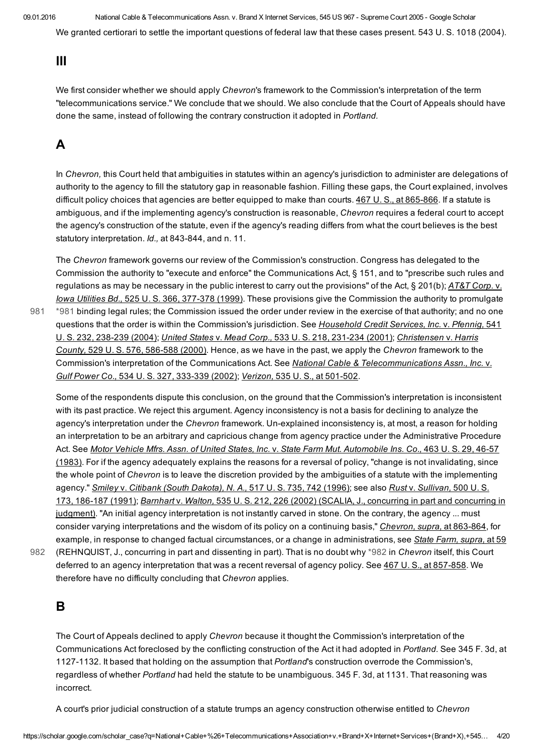We granted certiorari to settle the important questions of federal law that these cases present. 543 U. S. 1018 (2004).

## III

We first consider whether we should apply *Chevron*'s framework to the Commission's interpretation of the term "telecommunications service." We conclude that we should. We also conclude that the Court of Appeals should have done the same, instead of following the contrary construction it adopted in *Portland.*

## A

In *Chevron,* this Court held that ambiguities in statutes within an agency's jurisdiction to administer are delegations of authority to the agency to fill the statutory gap in reasonable fashion. Filling these gaps, the Court explained, involves difficult policy choices that agencies are better equipped to make than courts. 467 U. S., at 865-866. If a statute is ambiguous, and if the implementing agency's construction is reasonable, *Chevron* requires a federal court to accept the agency's construction of the statute, even if the agency's reading differs from what the court believes is the best statutory interpretation. *Id.,* at 843-844, and n. 11.

The *Chevron* framework governs our review of the Commission's construction. Congress has delegated to the Commission the authority to "execute and enforce" the Communications Act, § 151, and to "prescribe such rules and regulations as may be necessary in the public interest to carry out the provisions" of the Act, § 201(b); *AT&T Corp.* v. *Iowa Utilities Bd.,* 525 U. S. 366, 377-378 (1999). These provisions give the Commission the authority to promulgate *981 binding legal rules; the Commission issued the order under review in the exercise of that authority; and no one questions that the order is within the Commission's jurisdiction. See *Household Credit Services, Inc.* v. *Pfennig,* 541 U. S. 232, 238-239 (2004); *United States* v. *Mead Corp.,* 533 U. S. 218, 231-234 (2001); *Christensen* v. *Harris County,* 529 U. S. 576, 586-588 (2000). Hence, as we have in the past, we apply the *Chevron* framework to the Commission's interpretation of the Communications Act. See *National Cable & Telecommunications Assn., Inc.* v. *Gulf Power Co.,* 534 U. S. 327, 333-339 (2002); *Verizon,* 535 U. S., at 501-502.

Some of the respondents dispute this conclusion, on the ground that the Commission's interpretation is inconsistent with its past practice. We reject this argument. Agency inconsistency is not a basis for declining to analyze the agency's interpretation under the *Chevron* framework. Un-explained inconsistency is, at most, a reason for holding an interpretation to be an arbitrary and capricious change from agency practice under the Administrative Procedure Act. See *Motor Vehicle Mfrs. Assn. of United States, Inc.* v. *State Farm Mut. Automobile Ins. Co.,* 463 U. S. 29, 46-57 (1983). For if the agency adequately explains the reasons for a reversal of policy, "change is not invalidating, since the whole point of *Chevron* is to leave the discretion provided by the ambiguities of a statute with the implementing agency." *Smiley* v. *Citibank (South Dakota), N. A.,* 517 U. S. 735, 742 (1996); see also *Rust* v. *Sullivan,* 500 U. S. 173, 186-187 (1991); *Barnhart* v. *Walton,* 535 U. S. 212, 226 (2002) (SCALIA, J., concurring in part and concurring in judgment). "An initial agency interpretation is not instantly carved in stone. On the contrary, the agency ... must consider varying interpretations and the wisdom of its policy on a continuing basis," *Chevron, supra,* at 863-864, for example, in response to changed factual circumstances, or a change in administrations, see *State Farm, supra,* at 59 (REHNQUIST, J., concurring in part and dissenting in part). That is no doubt why *982 in *Chevron* itself, this Court deferred to an agency interpretation that was a recent reversal of agency policy. See 467 U. S., at 857-858. We therefore have no difficulty concluding that *Chevron* applies.

## B

The Court of Appeals declined to apply *Chevron* because it thought the Commission's interpretation of the Communications Act foreclosed by the conflicting construction of the Act it had adopted in *Portland.* See 345 F. 3d, at 1127-1132. It based that holding on the assumption that *Portland*'s construction overrode the Commission's, regardless of whether *Portland* had held the statute to be unambiguous. 345 F. 3d, at 1131. That reasoning was incorrect.

A court's prior judicial construction of a statute trumps an agency construction otherwise entitled to *Chevron*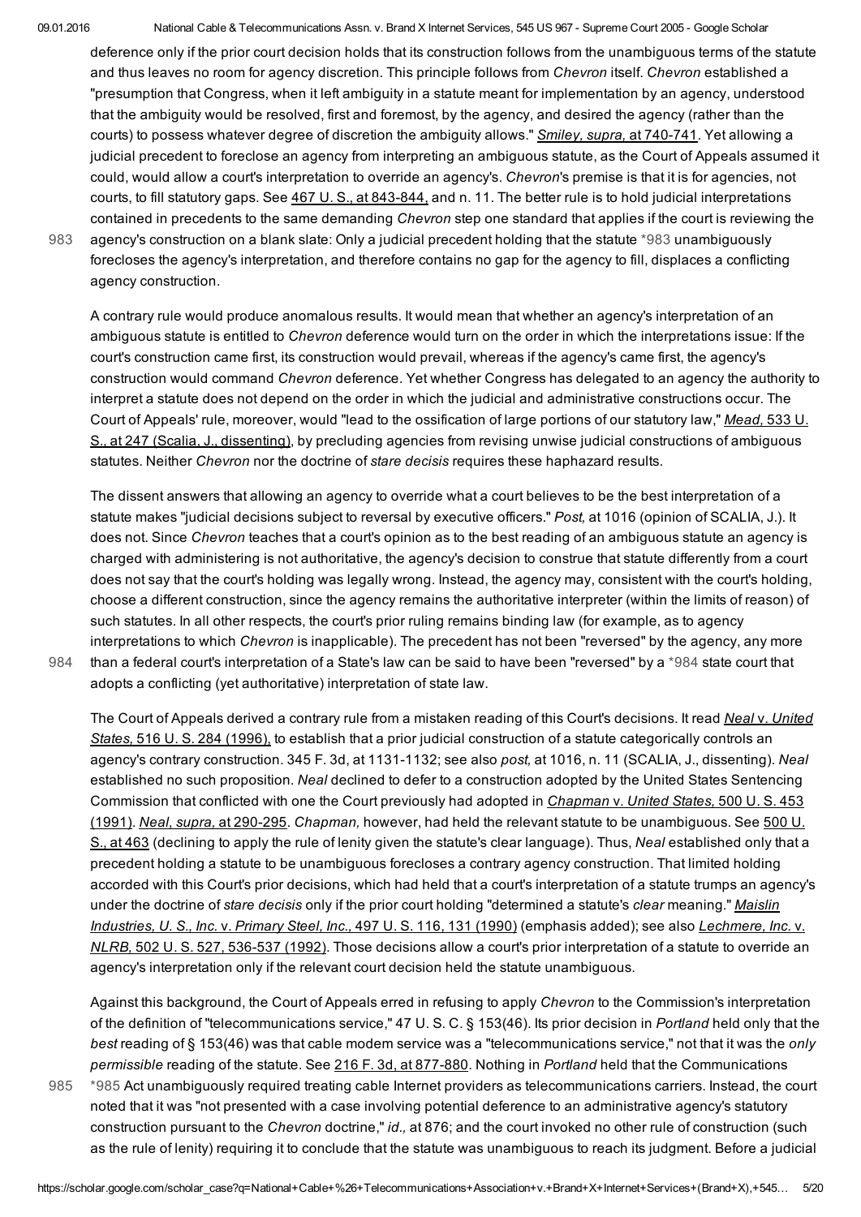deference only if the prior court decision holds that its construction follows from the unambiguous terms of the statute and thus leaves no room for agency discretion. This principle follows from *Chevron* itself. *Chevron* established a "presumption that Congress, when it left ambiguity in a statute meant for implementation by an agency, understood that the ambiguity would be resolved, first and foremost, by the agency, and desired the agency (rather than the courts) to possess whatever degree of discretion the ambiguity allows." *Smiley, supra,* at 740-741. Yet allowing a judicial precedent to foreclose an agency from interpreting an ambiguous statute, as the Court of Appeals assumed it could, would allow a court's interpretation to override an agency's. *Chevron*'s premise is that it is for agencies, not courts, to fill statutory gaps. See 467 U. S., at 843-844, and n. 11. The better rule is to hold judicial interpretations contained in precedents to the same demanding *Chevron* step one standard that applies if the court is reviewing the agency's construction on a blank slate: Only a judicial precedent holding that the statute *983 unambiguously forecloses the agency's interpretation, and therefore contains no gap for the agency to fill, displaces a conflicting agency construction.

A contrary rule would produce anomalous results. It would mean that whether an agency's interpretation of an ambiguous statute is entitled to *Chevron* deference would turn on the order in which the interpretations issue: If the court's construction came first, its construction would prevail, whereas if the agency's came first, the agency's construction would command *Chevron* deference. Yet whether Congress has delegated to an agency the authority to interpret a statute does not depend on the order in which the judicial and administrative constructions occur. The Court of Appeals' rule, moreover, would "lead to the ossification of large portions of our statutory law," *Mead,* 533 U. S., at 247 (Scalia, J., dissenting), by precluding agencies from revising unwise judicial constructions of ambiguous statutes. Neither *Chevron* nor the doctrine of *stare decisis* requires these haphazard results.

The dissent answers that allowing an agency to override what a court believes to be the best interpretation of a statute makes "judicial decisions subject to reversal by executive officers." *Post,* at 1016 (opinion of SCALIA, J.). It does not. Since *Chevron* teaches that a court's opinion as to the best reading of an ambiguous statute an agency is charged with administering is not authoritative, the agency's decision to construe that statute differently from a court does not say that the court's holding was legally wrong. Instead, the agency may, consistent with the court's holding, choose a different construction, since the agency remains the authoritative interpreter (within the limits of reason) of such statutes. In all other respects, the court's prior ruling remains binding law (for example, as to agency interpretations to which *Chevron* is inapplicable). The precedent has not been "reversed" by the agency, any more than a federal court's interpretation of a State's law can be said to have been "reversed" by a *984 state court that adopts a conflicting (yet authoritative) interpretation of state law.

The Court of Appeals derived a contrary rule from a mistaken reading of this Court's decisions. It read *Neal* v. *United States,* 516 U. S. 284 (1996), to establish that a prior judicial construction of a statute categorically controls an agency's contrary construction. 345 F. 3d, at 1131-1132; see also *post,* at 1016, n. 11 (SCALIA, J., dissenting). *Neal* established no such proposition. *Neal* declined to defer to a construction adopted by the United States Sentencing Commission that conflicted with one the Court previously had adopted in *Chapman* v. *United States,* 500 U. S. 453 (1991). *Neal, supra,* at 290-295. *Chapman,* however, had held the relevant statute to be unambiguous. See 500 U. S., at 463 (declining to apply the rule of lenity given the statute's clear language). Thus, *Neal* established only that a precedent holding a statute to be unambiguous forecloses a contrary agency construction. That limited holding accorded with this Court's prior decisions, which had held that a court's interpretation of a statute trumps an agency's under the doctrine of *stare decisis* only if the prior court holding "determined a statute's *clear* meaning." *Maislin Industries, U. S., Inc.* v. *Primary Steel, Inc.,* 497 U. S. 116, 131 (1990) (emphasis added); see also *Lechmere, Inc.* v. *NLRB,* 502 U. S. 527, 536-537 (1992). Those decisions allow a court's prior interpretation of a statute to override an agency's interpretation only if the relevant court decision held the statute unambiguous.

Against this background, the Court of Appeals erred in refusing to apply *Chevron* to the Commission's interpretation of the definition of "telecommunications service," 47 U. S. C. § 153(46). Its prior decision in *Portland* held only that the *best* reading of § 153(46) was that cable modem service was a "telecommunications service," not that it was the *only permissible* reading of the statute. See 216 F. 3d, at 877-880. Nothing in *Portland* held that the Communications *985 Act unambiguously required treating cable Internet providers as telecommunications carriers. Instead, the court noted that it was "not presented with a case involving potential deference to an administrative agency's statutory construction pursuant to the *Chevron* doctrine," *id.,* at 876; and the court invoked no other rule of construction (such as the rule of lenity) requiring it to conclude that the statute was unambiguous to reach its judgment. Before a judicial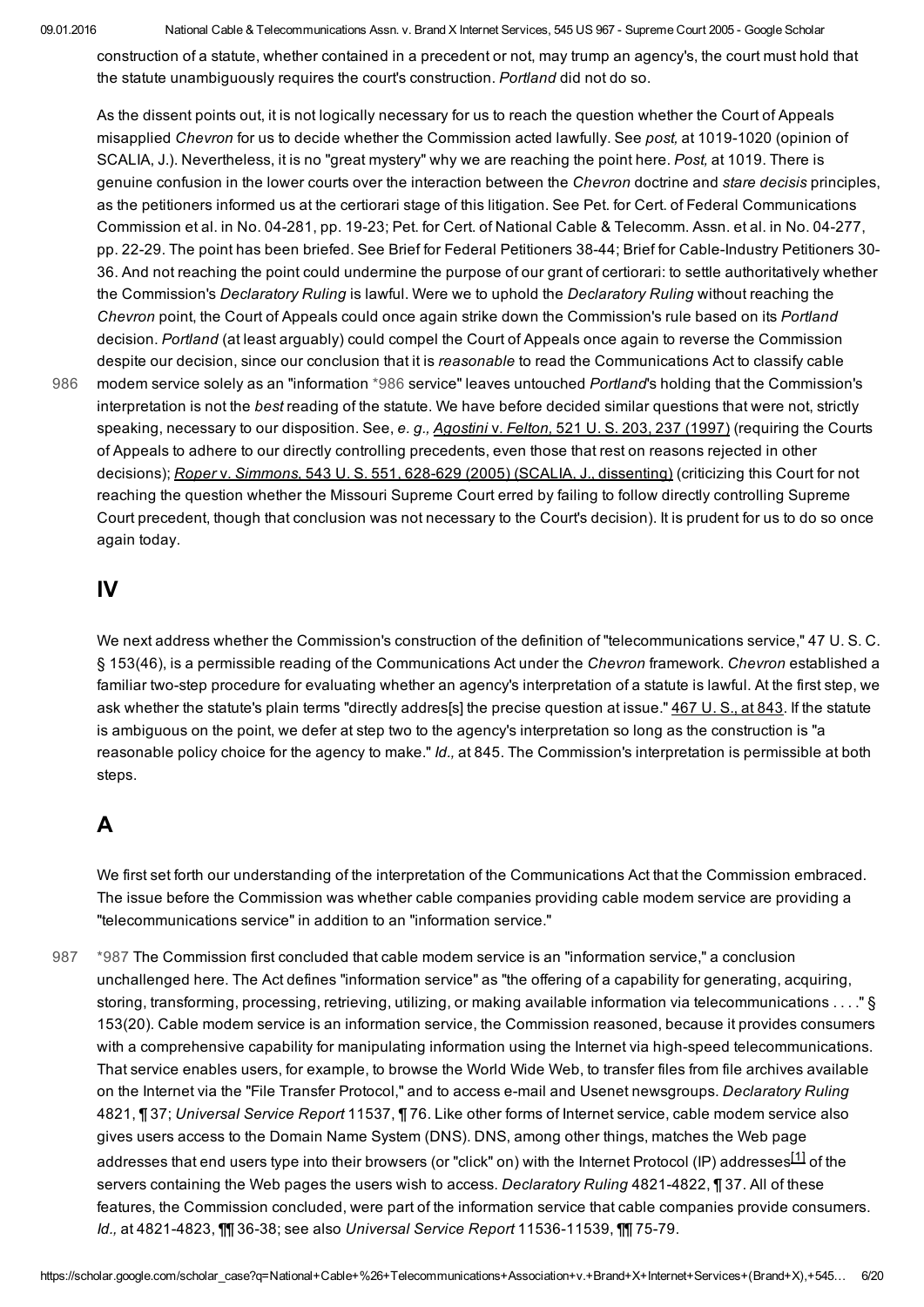construction of a statute, whether contained in a precedent or not, may trump an agency's, the court must hold that the statute unambiguously requires the court's construction. *Portland* did not do so.

As the dissent points out, it is not logically necessary for us to reach the question whether the Court of Appeals misapplied *Chevron* for us to decide whether the Commission acted lawfully. See *post,* at 1019-1020 (opinion of SCALIA, J.). Nevertheless, it is no "great mystery" why we are reaching the point here. *Post,* at 1019. There is genuine confusion in the lower courts over the interaction between the *Chevron* doctrine and *stare decisis* principles, as the petitioners informed us at the certiorari stage of this litigation. See Pet. for Cert. of Federal Communications Commission et al. in No. 04-281, pp. 19-23; Pet. for Cert. of National Cable & Telecomm. Assn. et al. in No. 04-277, pp. 22-29. The point has been briefed. See Brief for Federal Petitioners 38-44; Brief for Cable-Industry Petitioners 30-36. And not reaching the point could undermine the purpose of our grant of certiorari: to settle authoritatively whether the Commission's *Declaratory Ruling* is lawful. Were we to uphold the *Declaratory Ruling* without reaching the *Chevron* point, the Court of Appeals could once again strike down the Commission's rule based on its *Portland* decision. *Portland* (at least arguably) could compel the Court of Appeals once again to reverse the Commission despite our decision, since our conclusion that it is *reasonable* to read the Communications Act to classify cable modem service solely as an "information *986 service" leaves untouched *Portland*'s holding that the Commission's interpretation is not the *best* reading of the statute. We have before decided similar questions that were not, strictly speaking, necessary to our disposition. See, *e. g., Agostini* v. *Felton,* 521 U. S. 203, 237 (1997) (requiring the Courts of Appeals to adhere to our directly controlling precedents, even those that rest on reasons rejected in other decisions); *Roper* v. *Simmons,* 543 U. S. 551, 628-629 (2005) (SCALIA, J., dissenting) (criticizing this Court for not reaching the question whether the Missouri Supreme Court erred by failing to follow directly controlling Supreme Court precedent, though that conclusion was not necessary to the Court's decision). It is prudent for us to do so once again today.

## IV

We next address whether the Commission's construction of the definition of "telecommunications service," 47 U. S. C. § 153(46), is a permissible reading of the Communications Act under the *Chevron* framework. *Chevron* established a familiar two-step procedure for evaluating whether an agency's interpretation of a statute is lawful. At the first step, we ask whether the statute's plain terms "directly addres[s] the precise question at issue." 467 U. S., at 843. If the statute is ambiguous on the point, we defer at step two to the agency's interpretation so long as the construction is "a reasonable policy choice for the agency to make." *Id.,* at 845. The Commission's interpretation is permissible at both steps.

## A

We first set forth our understanding of the interpretation of the Communications Act that the Commission embraced. The issue before the Commission was whether cable companies providing cable modem service are providing a "telecommunications service" in addition to an "information service."

*987 The Commission first concluded that cable modem service is an "information service," a conclusion unchallenged here. The Act defines "information service" as "the offering of a capability for generating, acquiring, storing, transforming, processing, retrieving, utilizing, or making available information via telecommunications . . . ." § 153(20). Cable modem service is an information service, the Commission reasoned, because it provides consumers with a comprehensive capability for manipulating information using the Internet via high-speed telecommunications. That service enables users, for example, to browse the World Wide Web, to transfer files from file archives available on the Internet via the "File Transfer Protocol," and to access e-mail and Usenet newsgroups. *Declaratory Ruling* 4821, ¶ 37; *Universal Service Report* 11537, ¶ 76. Like other forms of Internet service, cable modem service also gives users access to the Domain Name System (DNS). DNS, among other things, matches the Web page addresses that end users type into their browsers (or "click" on) with the Internet Protocol (IP) addresses[1] of the servers containing the Web pages the users wish to access. *Declaratory Ruling* 4821-4822, ¶ 37. All of these features, the Commission concluded, were part of the information service that cable companies provide consumers. *Id.,* at 4821-4823, ¶¶ 36-38; see also *Universal Service Report* 11536-11539, ¶¶ 75-79.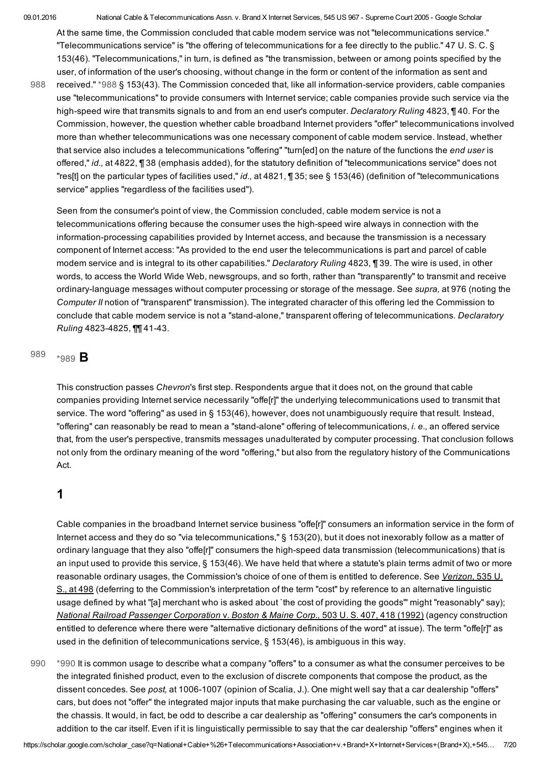At the same time, the Commission concluded that cable modem service was not "telecommunications service." "Telecommunications service" is "the offering of telecommunications for a fee directly to the public." 47 U. S. C. § 153(46). "Telecommunications," in turn, is defined as "the transmission, between or among points specified by the user, of information of the user's choosing, without change in the form or content of the information as sent and received." *988 § 153(43). The Commission conceded that, like all information-service providers, cable companies use "telecommunications" to provide consumers with Internet service; cable companies provide such service via the high-speed wire that transmits signals to and from an end user's computer. *Declaratory Ruling* 4823, ¶ 40. For the Commission, however, the question whether cable broadband Internet providers "offer" telecommunications involved more than whether telecommunications was one necessary component of cable modem service. Instead, whether that service also includes a telecommunications "offering" "turn[ed] on the nature of the functions the *end user* is offered," *id.,* at 4822, ¶ 38 (emphasis added), for the statutory definition of "telecommunications service" does not "res[t] on the particular types of facilities used," *id.,* at 4821, ¶ 35; see § 153(46) (definition of "telecommunications service" applies "regardless of the facilities used").

Seen from the consumer's point of view, the Commission concluded, cable modem service is not a telecommunications offering because the consumer uses the high-speed wire always in connection with the information-processing capabilities provided by Internet access, and because the transmission is a necessary component of Internet access: "As provided to the end user the telecommunications is part and parcel of cable modem service and is integral to its other capabilities." *Declaratory Ruling* 4823, ¶ 39. The wire is used, in other words, to access the World Wide Web, newsgroups, and so forth, rather than "transparently" to transmit and receive ordinary-language messages without computer processing or storage of the message. See *supra,* at 976 (noting the *Computer II* notion of "transparent" transmission). The integrated character of this offering led the Commission to conclude that cable modem service is not a "stand-alone," transparent offering of telecommunications. *Declaratory Ruling* 4823-4825, ¶¶ 41-43.

## *989 B

This construction passes *Chevron*'s first step. Respondents argue that it does not, on the ground that cable companies providing Internet service necessarily "offe[r]" the underlying telecommunications used to transmit that service. The word "offering" as used in § 153(46), however, does not unambiguously require that result. Instead, "offering" can reasonably be read to mean a "stand-alone" offering of telecommunications, *i. e.,* an offered service that, from the user's perspective, transmits messages unadulterated by computer processing. That conclusion follows not only from the ordinary meaning of the word "offering," but also from the regulatory history of the Communications Act.

### 1

Cable companies in the broadband Internet service business "offe[r]" consumers an information service in the form of Internet access and they do so "via telecommunications," § 153(20), but it does not inexorably follow as a matter of ordinary language that they also "offe[r]" consumers the high-speed data transmission (telecommunications) that is an input used to provide this service, § 153(46). We have held that where a statute's plain terms admit of two or more reasonable ordinary usages, the Commission's choice of one of them is entitled to deference. See *Verizon,* 535 U. S., at 498 (deferring to the Commission's interpretation of the term "cost" by reference to an alternative linguistic usage defined by what "[a] merchant who is asked about `the cost of providing the goods'" might "reasonably" say); *National Railroad Passenger Corporation* v. *Boston & Maine Corp.,* 503 U. S. 407, 418 (1992) (agency construction entitled to deference where there were "alternative dictionary definitions of the word" at issue). The term "offe[r]" as used in the definition of telecommunications service, § 153(46), is ambiguous in this way.

*990 It is common usage to describe what a company "offers" to a consumer as what the consumer perceives to be the integrated finished product, even to the exclusion of discrete components that compose the product, as the dissent concedes. See *post,* at 1006-1007 (opinion of Scalia, J.). One might well say that a car dealership "offers" cars, but does not "offer" the integrated major inputs that make purchasing the car valuable, such as the engine or the chassis. It would, in fact, be odd to describe a car dealership as "offering" consumers the car's components in addition to the car itself. Even if it is linguistically permissible to say that the car dealership "offers" engines when it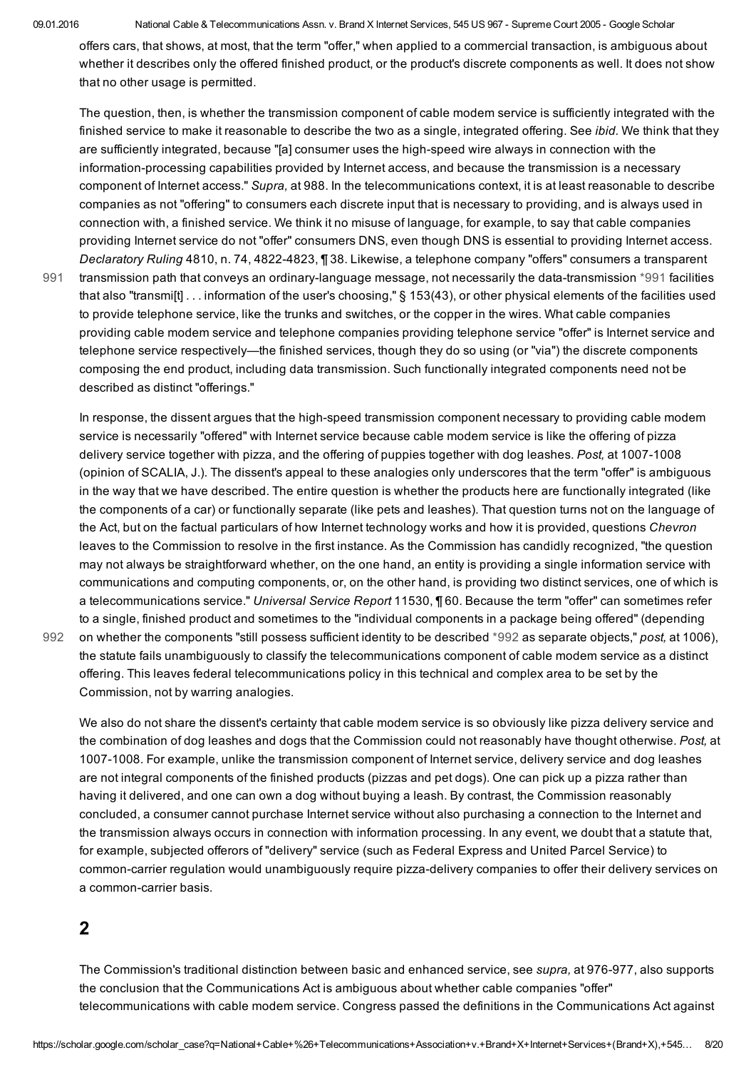offers cars, that shows, at most, that the term "offer," when applied to a commercial transaction, is ambiguous about whether it describes only the offered finished product, or the product's discrete components as well. It does not show that no other usage is permitted.

The question, then, is whether the transmission component of cable modem service is sufficiently integrated with the finished service to make it reasonable to describe the two as a single, integrated offering. See *ibid.* We think that they are sufficiently integrated, because "[a] consumer uses the high-speed wire always in connection with the information-processing capabilities provided by Internet access, and because the transmission is a necessary component of Internet access." *Supra,* at 988. In the telecommunications context, it is at least reasonable to describe companies as not "offering" to consumers each discrete input that is necessary to providing, and is always used in connection with, a finished service. We think it no misuse of language, for example, to say that cable companies providing Internet service do not "offer" consumers DNS, even though DNS is essential to providing Internet access. *Declaratory Ruling* 4810, n. 74, 4822-4823, ¶ 38. Likewise, a telephone company "offers" consumers a transparent transmission path that conveys an ordinary-language message, not necessarily the data-transmission *991 facilities that also "transmi[t] . . . information of the user's choosing," § 153(43), or other physical elements of the facilities used to provide telephone service, like the trunks and switches, or the copper in the wires. What cable companies providing cable modem service and telephone companies providing telephone service "offer" is Internet service and telephone service respectively—the finished services, though they do so using (or "via") the discrete components composing the end product, including data transmission. Such functionally integrated components need not be described as distinct "offerings."

In response, the dissent argues that the high-speed transmission component necessary to providing cable modem service is necessarily "offered" with Internet service because cable modem service is like the offering of pizza delivery service together with pizza, and the offering of puppies together with dog leashes. *Post,* at 1007-1008 (opinion of SCALIA, J.). The dissent's appeal to these analogies only underscores that the term "offer" is ambiguous in the way that we have described. The entire question is whether the products here are functionally integrated (like the components of a car) or functionally separate (like pets and leashes). That question turns not on the language of the Act, but on the factual particulars of how Internet technology works and how it is provided, questions *Chevron* leaves to the Commission to resolve in the first instance. As the Commission has candidly recognized, "the question may not always be straightforward whether, on the one hand, an entity is providing a single information service with communications and computing components, or, on the other hand, is providing two distinct services, one of which is a telecommunications service." *Universal Service Report* 11530, ¶ 60. Because the term "offer" can sometimes refer to a single, finished product and sometimes to the "individual components in a package being offered" (depending on whether the components "still possess sufficient identity to be described *992 as separate objects," *post,* at 1006), the statute fails unambiguously to classify the telecommunications component of cable modem service as a distinct offering. This leaves federal telecommunications policy in this technical and complex area to be set by the Commission, not by warring analogies.

We also do not share the dissent's certainty that cable modem service is so obviously like pizza delivery service and the combination of dog leashes and dogs that the Commission could not reasonably have thought otherwise. *Post,* at 1007-1008. For example, unlike the transmission component of Internet service, delivery service and dog leashes are not integral components of the finished products (pizzas and pet dogs). One can pick up a pizza rather than having it delivered, and one can own a dog without buying a leash. By contrast, the Commission reasonably concluded, a consumer cannot purchase Internet service without also purchasing a connection to the Internet and the transmission always occurs in connection with information processing. In any event, we doubt that a statute that, for example, subjected offerors of "delivery" service (such as Federal Express and United Parcel Service) to common-carrier regulation would unambiguously require pizza-delivery companies to offer their delivery services on a common-carrier basis.

## 2

The Commission's traditional distinction between basic and enhanced service, see *supra,* at 976-977, also supports the conclusion that the Communications Act is ambiguous about whether cable companies "offer" telecommunications with cable modem service. Congress passed the definitions in the Communications Act against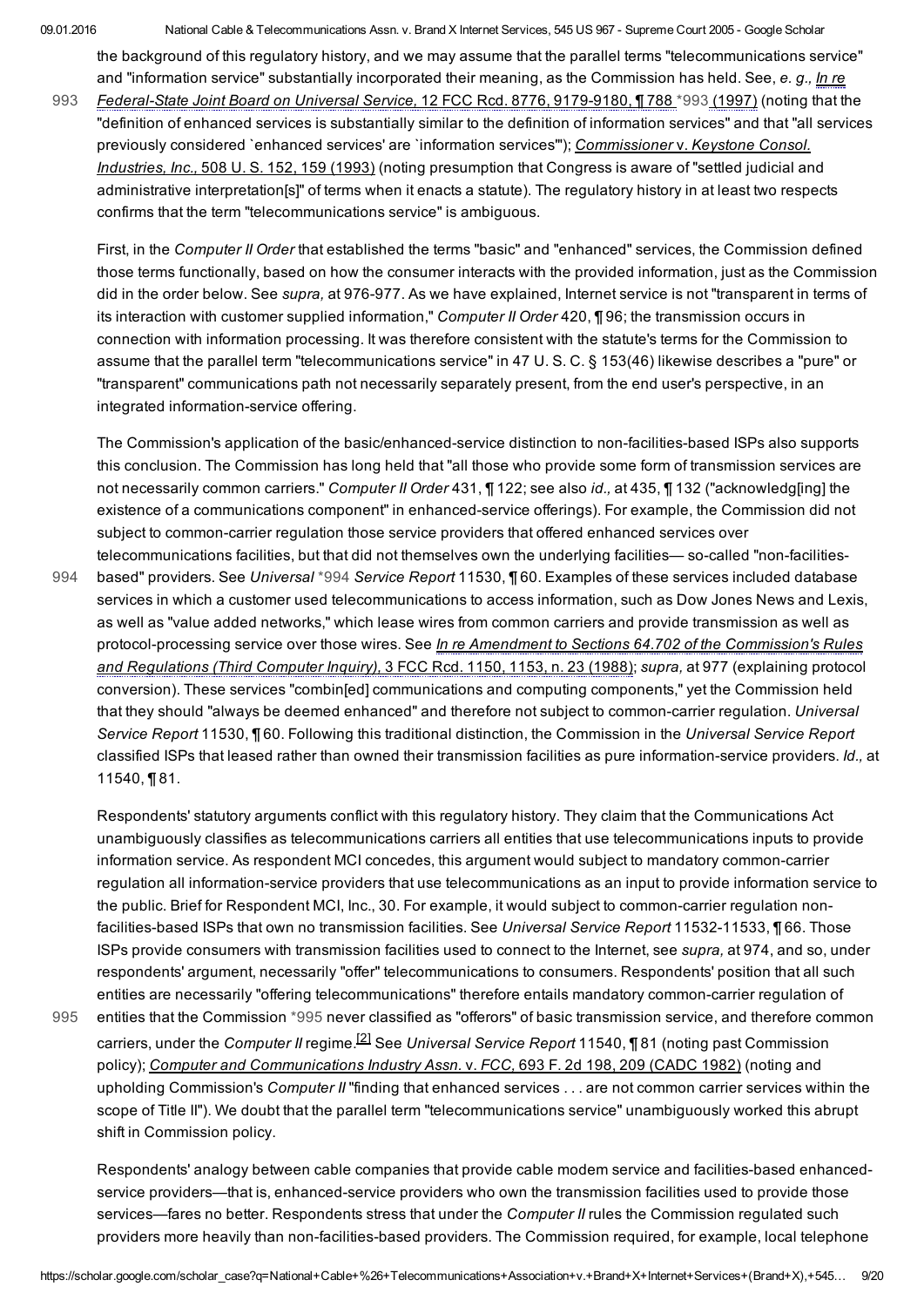the background of this regulatory history, and we may assume that the parallel terms "telecommunications service" and "information service" substantially incorporated their meaning, as the Commission has held. See, *e. g., In re Federal-State Joint Board on Universal Service,* 12 FCC Rcd. 8776, 9179-9180, ¶ 788 *993 (1997) (noting that the "definition of enhanced services is substantially similar to the definition of information services" and that "all services previously considered `enhanced services' are `information services'"); *Commissioner* v. *Keystone Consol. Industries, Inc.,* 508 U. S. 152, 159 (1993) (noting presumption that Congress is aware of "settled judicial and administrative interpretation[s]" of terms when it enacts a statute). The regulatory history in at least two respects confirms that the term "telecommunications service" is ambiguous.

First, in the *Computer II Order* that established the terms "basic" and "enhanced" services, the Commission defined those terms functionally, based on how the consumer interacts with the provided information, just as the Commission did in the order below. See *supra,* at 976-977. As we have explained, Internet service is not "transparent in terms of its interaction with customer supplied information," *Computer II Order* 420, ¶ 96; the transmission occurs in connection with information processing. It was therefore consistent with the statute's terms for the Commission to assume that the parallel term "telecommunications service" in 47 U. S. C. § 153(46) likewise describes a "pure" or "transparent" communications path not necessarily separately present, from the end user's perspective, in an integrated information-service offering.

The Commission's application of the basic/enhanced-service distinction to non-facilities-based ISPs also supports this conclusion. The Commission has long held that "all those who provide some form of transmission services are not necessarily common carriers." *Computer II Order* 431, ¶ 122; see also *id.,* at 435, ¶ 132 ("acknowledg[ing] the existence of a communications component" in enhanced-service offerings). For example, the Commission did not subject to common-carrier regulation those service providers that offered enhanced services over telecommunications facilities, but that did not themselves own the underlying facilities— so-called "non-facilities-based" providers. See *Universal* *994 *Service Report* 11530, ¶ 60. Examples of these services included database services in which a customer used telecommunications to access information, such as Dow Jones News and Lexis, as well as "value added networks," which lease wires from common carriers and provide transmission as well as protocol-processing service over those wires. See *In re Amendment to Sections 64.702 of the Commission's Rules and Regulations (Third Computer Inquiry),* 3 FCC Rcd. 1150, 1153, n. 23 (1988); *supra,* at 977 (explaining protocol conversion). These services "combin[ed] communications and computing components," yet the Commission held that they should "always be deemed enhanced" and therefore not subject to common-carrier regulation. *Universal Service Report* 11530, ¶ 60. Following this traditional distinction, the Commission in the *Universal Service Report* classified ISPs that leased rather than owned their transmission facilities as pure information-service providers. *Id.,* at 11540, ¶ 81.

Respondents' statutory arguments conflict with this regulatory history. They claim that the Communications Act unambiguously classifies as telecommunications carriers all entities that use telecommunications inputs to provide information service. As respondent MCI concedes, this argument would subject to mandatory common-carrier regulation all information-service providers that use telecommunications as an input to provide information service to the public. Brief for Respondent MCI, Inc., 30. For example, it would subject to common-carrier regulation non-facilities-based ISPs that own no transmission facilities. See *Universal Service Report* 11532-11533, ¶ 66. Those ISPs provide consumers with transmission facilities used to connect to the Internet, see *supra,* at 974, and so, under respondents' argument, necessarily "offer" telecommunications to consumers. Respondents' position that all such entities are necessarily "offering telecommunications" therefore entails mandatory common-carrier regulation of entities that the Commission *995 never classified as "offerors" of basic transmission service, and therefore common carriers, under the *Computer II* regime.[2] See *Universal Service Report* 11540, ¶ 81 (noting past Commission policy); *Computer and Communications Industry Assn.* v. *FCC,* 693 F. 2d 198, 209 (CADC 1982) (noting and upholding Commission's *Computer II* "finding that enhanced services . . . are not common carrier services within the scope of Title II"). We doubt that the parallel term "telecommunications service" unambiguously worked this abrupt shift in Commission policy.

Respondents' analogy between cable companies that provide cable modem service and facilities-based enhanced-service providers—that is, enhanced-service providers who own the transmission facilities used to provide those services—fares no better. Respondents stress that under the *Computer II* rules the Commission regulated such providers more heavily than non-facilities-based providers. The Commission required, for example, local telephone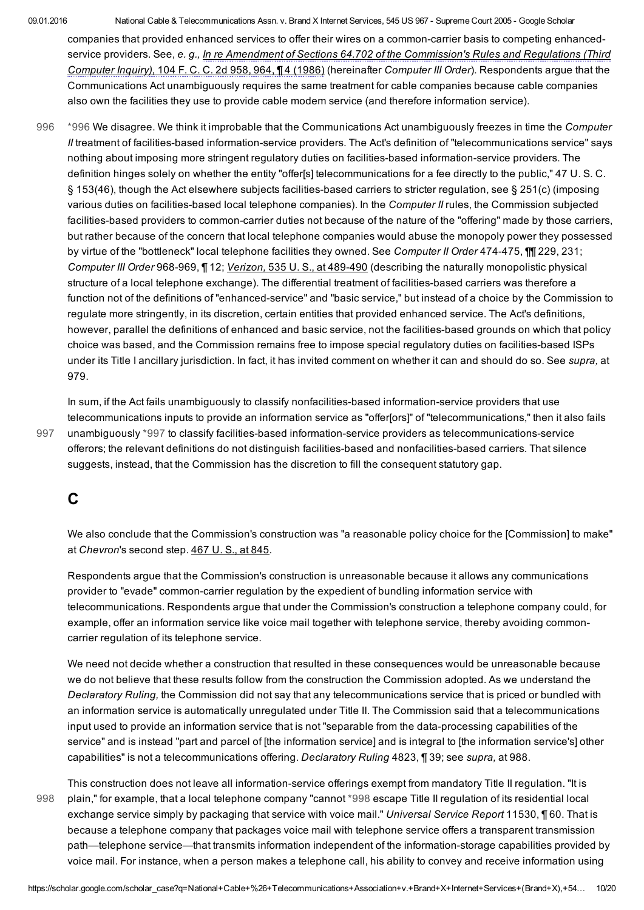companies that provided enhanced services to offer their wires on a common-carrier basis to competing enhanced-service providers. See, *e. g., In re Amendment of Sections 64.702 of the Commission's Rules and Regulations (Third Computer Inquiry),* 104 F. C. C. 2d 958, 964, ¶ 4 (1986) (hereinafter *Computer III Order*). Respondents argue that the Communications Act unambiguously requires the same treatment for cable companies because cable companies also own the facilities they use to provide cable modem service (and therefore information service).

996 *996 We disagree. We think it improbable that the Communications Act unambiguously freezes in time the *Computer II* treatment of facilities-based information-service providers. The Act's definition of "telecommunications service" says nothing about imposing more stringent regulatory duties on facilities-based information-service providers. The definition hinges solely on whether the entity "offer[s] telecommunications for a fee directly to the public," 47 U. S. C. § 153(46), though the Act elsewhere subjects facilities-based carriers to stricter regulation, see § 251(c) (imposing various duties on facilities-based local telephone companies). In the *Computer II* rules, the Commission subjected facilities-based providers to common-carrier duties not because of the nature of the "offering" made by those carriers, but rather because of the concern that local telephone companies would abuse the monopoly power they possessed by virtue of the "bottleneck" local telephone facilities they owned. See *Computer II Order* 474-475, ¶¶ 229, 231; *Computer III Order* 968-969, ¶ 12; *Verizon,* 535 U. S., at 489-490 (describing the naturally monopolistic physical structure of a local telephone exchange). The differential treatment of facilities-based carriers was therefore a function not of the definitions of "enhanced-service" and "basic service," but instead of a choice by the Commission to regulate more stringently, in its discretion, certain entities that provided enhanced service. The Act's definitions, however, parallel the definitions of enhanced and basic service, not the facilities-based grounds on which that policy choice was based, and the Commission remains free to impose special regulatory duties on facilities-based ISPs under its Title I ancillary jurisdiction. In fact, it has invited comment on whether it can and should do so. See *supra,* at 979.

In sum, if the Act fails unambiguously to classify nonfacilities-based information-service providers that use telecommunications inputs to provide an information service as "offer[ors]" of "telecommunications," then it also fails unambiguously 997 *997 to classify facilities-based information-service providers as telecommunications-service offerors; the relevant definitions do not distinguish facilities-based and nonfacilities-based carriers. That silence suggests, instead, that the Commission has the discretion to fill the consequent statutory gap.

## C

We also conclude that the Commission's construction was "a reasonable policy choice for the [Commission] to make" at *Chevron*'s second step. 467 U. S., at 845.

Respondents argue that the Commission's construction is unreasonable because it allows any communications provider to "evade" common-carrier regulation by the expedient of bundling information service with telecommunications. Respondents argue that under the Commission's construction a telephone company could, for example, offer an information service like voice mail together with telephone service, thereby avoiding common-carrier regulation of its telephone service.

We need not decide whether a construction that resulted in these consequences would be unreasonable because we do not believe that these results follow from the construction the Commission adopted. As we understand the *Declaratory Ruling,* the Commission did not say that any telecommunications service that is priced or bundled with an information service is automatically unregulated under Title II. The Commission said that a telecommunications input used to provide an information service that is not "separable from the data-processing capabilities of the service" and is instead "part and parcel of [the information service] and is integral to [the information service's] other capabilities" is not a telecommunications offering. *Declaratory Ruling* 4823, ¶ 39; see *supra,* at 988.

This construction does not leave all information-service offerings exempt from mandatory Title II regulation. "It is plain," for example, that a local telephone company "cannot 998 *998 escape Title II regulation of its residential local exchange service simply by packaging that service with voice mail." *Universal Service Report* 11530, ¶ 60. That is because a telephone company that packages voice mail with telephone service offers a transparent transmission path—telephone service—that transmits information independent of the information-storage capabilities provided by voice mail. For instance, when a person makes a telephone call, his ability to convey and receive information using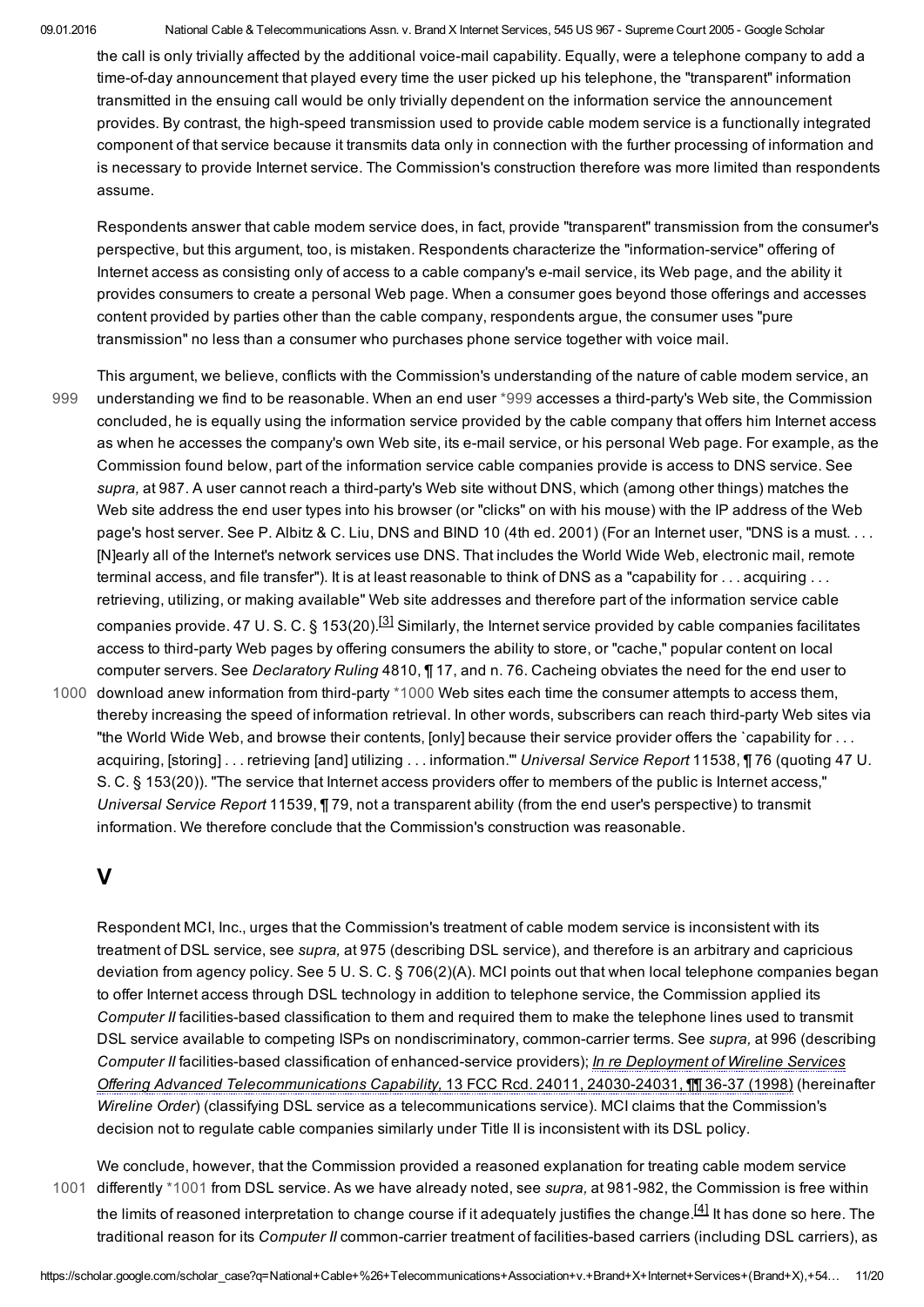the call is only trivially affected by the additional voice-mail capability. Equally, were a telephone company to add a time-of-day announcement that played every time the user picked up his telephone, the "transparent" information transmitted in the ensuing call would be only trivially dependent on the information service the announcement provides. By contrast, the high-speed transmission used to provide cable modem service is a functionally integrated component of that service because it transmits data only in connection with the further processing of information and is necessary to provide Internet service. The Commission's construction therefore was more limited than respondents assume.

Respondents answer that cable modem service does, in fact, provide "transparent" transmission from the consumer's perspective, but this argument, too, is mistaken. Respondents characterize the "information-service" offering of Internet access as consisting only of access to a cable company's e-mail service, its Web page, and the ability it provides consumers to create a personal Web page. When a consumer goes beyond those offerings and accesses content provided by parties other than the cable company, respondents argue, the consumer uses "pure transmission" no less than a consumer who purchases phone service together with voice mail.

This argument, we believe, conflicts with the Commission's understanding of the nature of cable modem service, an understanding we find to be reasonable. When an end user *999 accesses a third-party's Web site, the Commission concluded, he is equally using the information service provided by the cable company that offers him Internet access as when he accesses the company's own Web site, its e-mail service, or his personal Web page. For example, as the Commission found below, part of the information service cable companies provide is access to DNS service. See *supra,* at 987. A user cannot reach a third-party's Web site without DNS, which (among other things) matches the Web site address the end user types into his browser (or "clicks" on with his mouse) with the IP address of the Web page's host server. See P. Albitz & C. Liu, DNS and BIND 10 (4th ed. 2001) (For an Internet user, "DNS is a must. . . . [N]early all of the Internet's network services use DNS. That includes the World Wide Web, electronic mail, remote terminal access, and file transfer"). It is at least reasonable to think of DNS as a "capability for . . . acquiring . . . retrieving, utilizing, or making available" Web site addresses and therefore part of the information service cable companies provide. 47 U. S. C. § 153(20).[3] Similarly, the Internet service provided by cable companies facilitates access to third-party Web pages by offering consumers the ability to store, or "cache," popular content on local computer servers. See *Declaratory Ruling* 4810, ¶ 17, and n. 76. Cacheing obviates the need for the end user to download anew information from third-party *1000 Web sites each time the consumer attempts to access them, thereby increasing the speed of information retrieval. In other words, subscribers can reach third-party Web sites via "the World Wide Web, and browse their contents, [only] because their service provider offers the `capability for . . . acquiring, [storing] . . . retrieving [and] utilizing . . . information.'" *Universal Service Report* 11538, ¶ 76 (quoting 47 U. S. C. § 153(20)). "The service that Internet access providers offer to members of the public is Internet access," *Universal Service Report* 11539, ¶ 79, not a transparent ability (from the end user's perspective) to transmit information. We therefore conclude that the Commission's construction was reasonable.

## V

Respondent MCI, Inc., urges that the Commission's treatment of cable modem service is inconsistent with its treatment of DSL service, see *supra,* at 975 (describing DSL service), and therefore is an arbitrary and capricious deviation from agency policy. See 5 U. S. C. § 706(2)(A). MCI points out that when local telephone companies began to offer Internet access through DSL technology in addition to telephone service, the Commission applied its *Computer II* facilities-based classification to them and required them to make the telephone lines used to transmit DSL service available to competing ISPs on nondiscriminatory, common-carrier terms. See *supra,* at 996 (describing *Computer II* facilities-based classification of enhanced-service providers); *In re Deployment of Wireline Services Offering Advanced Telecommunications Capability,* 13 FCC Rcd. 24011, 24030-24031, ¶¶ 36-37 (1998) (hereinafter *Wireline Order*) (classifying DSL service as a telecommunications service). MCI claims that the Commission's decision not to regulate cable companies similarly under Title II is inconsistent with its DSL policy.

We conclude, however, that the Commission provided a reasoned explanation for treating cable modem service differently *1001 from DSL service. As we have already noted, see *supra,* at 981-982, the Commission is free within the limits of reasoned interpretation to change course if it adequately justifies the change.[4] It has done so here. The traditional reason for its *Computer II* common-carrier treatment of facilities-based carriers (including DSL carriers), as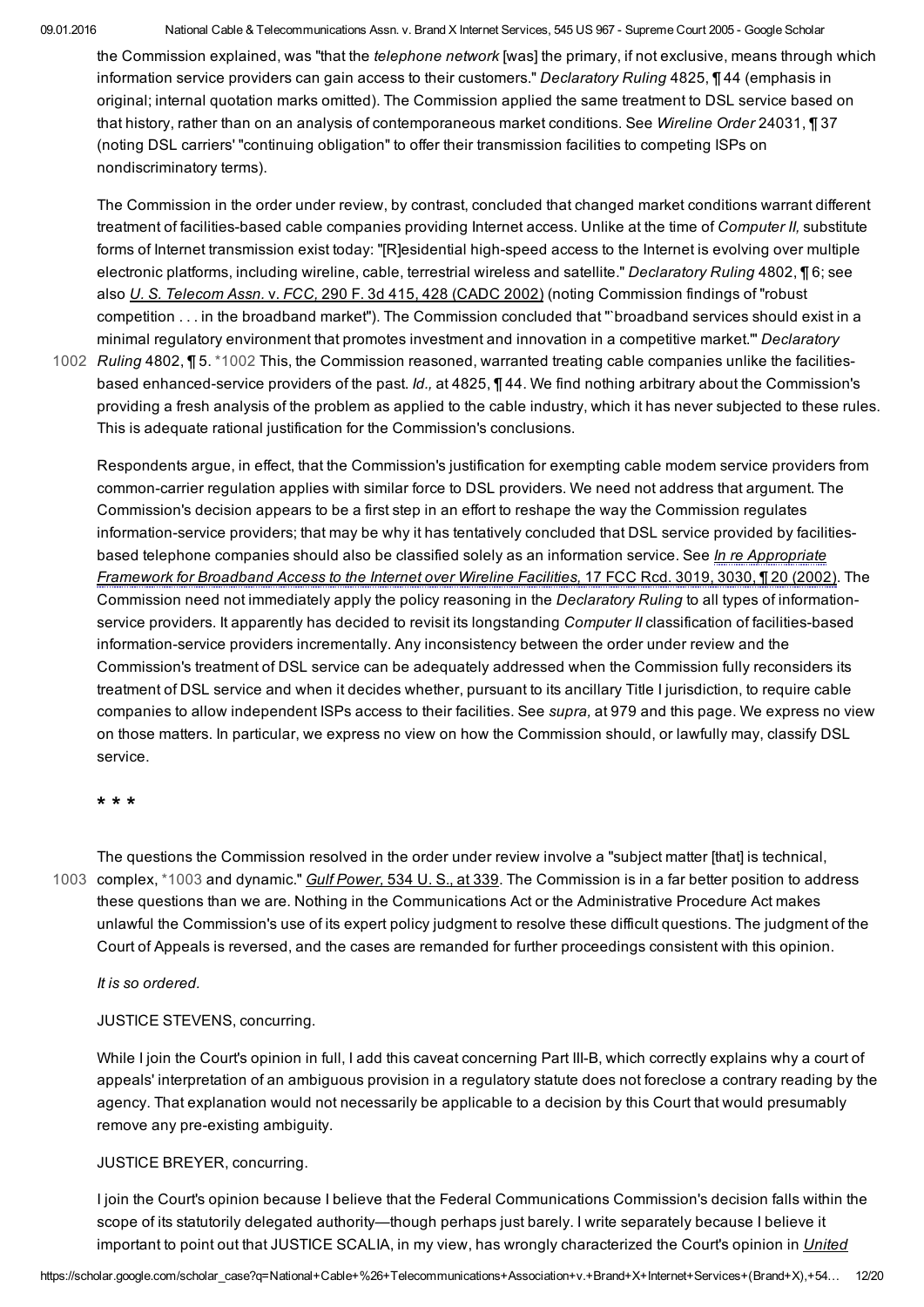the Commission explained, was "that the *telephone network* [was] the primary, if not exclusive, means through which information service providers can gain access to their customers." *Declaratory Ruling* 4825, ¶ 44 (emphasis in original; internal quotation marks omitted). The Commission applied the same treatment to DSL service based on that history, rather than on an analysis of contemporaneous market conditions. See *Wireline Order* 24031, ¶ 37 (noting DSL carriers' "continuing obligation" to offer their transmission facilities to competing ISPs on nondiscriminatory terms).

The Commission in the order under review, by contrast, concluded that changed market conditions warrant different treatment of facilities-based cable companies providing Internet access. Unlike at the time of *Computer II,* substitute forms of Internet transmission exist today: "[R]esidential high-speed access to the Internet is evolving over multiple electronic platforms, including wireline, cable, terrestrial wireless and satellite." *Declaratory Ruling* 4802, ¶ 6; see also *U. S. Telecom Assn.* v. *FCC,* 290 F. 3d 415, 428 (CADC 2002) (noting Commission findings of "robust competition . . . in the broadband market"). The Commission concluded that "`broadband services should exist in a minimal regulatory environment that promotes investment and innovation in a competitive market.'" *Declaratory Ruling* 4802, ¶ 5. *1002 This, the Commission reasoned, warranted treating cable companies unlike the facilities-based enhanced-service providers of the past. *Id.,* at 4825, ¶ 44. We find nothing arbitrary about the Commission's providing a fresh analysis of the problem as applied to the cable industry, which it has never subjected to these rules. This is adequate rational justification for the Commission's conclusions.

Respondents argue, in effect, that the Commission's justification for exempting cable modem service providers from common-carrier regulation applies with similar force to DSL providers. We need not address that argument. The Commission's decision appears to be a first step in an effort to reshape the way the Commission regulates information-service providers; that may be why it has tentatively concluded that DSL service provided by facilities-based telephone companies should also be classified solely as an information service. See *In re Appropriate Framework for Broadband Access to the Internet over Wireline Facilities,* 17 FCC Rcd. 3019, 3030, ¶ 20 (2002). The Commission need not immediately apply the policy reasoning in the *Declaratory Ruling* to all types of information-service providers. It apparently has decided to revisit its longstanding *Computer II* classification of facilities-based information-service providers incrementally. Any inconsistency between the order under review and the Commission's treatment of DSL service can be adequately addressed when the Commission fully reconsiders its treatment of DSL service and when it decides whether, pursuant to its ancillary Title I jurisdiction, to require cable companies to allow independent ISPs access to their facilities. See *supra,* at 979 and this page. We express no view on those matters. In particular, we express no view on how the Commission should, or lawfully may, classify DSL service.

\* \* \*

The questions the Commission resolved in the order under review involve a "subject matter [that] is technical, complex, *1003 and dynamic." *Gulf Power,* 534 U. S., at 339. The Commission is in a far better position to address these questions than we are. Nothing in the Communications Act or the Administrative Procedure Act makes unlawful the Commission's use of its expert policy judgment to resolve these difficult questions. The judgment of the Court of Appeals is reversed, and the cases are remanded for further proceedings consistent with this opinion.

*It is so ordered.*

JUSTICE STEVENS, concurring.

While I join the Court's opinion in full, I add this caveat concerning Part III-B, which correctly explains why a court of appeals' interpretation of an ambiguous provision in a regulatory statute does not foreclose a contrary reading by the agency. That explanation would not necessarily be applicable to a decision by this Court that would presumably remove any pre-existing ambiguity.

JUSTICE BREYER, concurring.

I join the Court's opinion because I believe that the Federal Communications Commission's decision falls within the scope of its statutorily delegated authority—though perhaps just barely. I write separately because I believe it important to point out that JUSTICE SCALIA, in my view, has wrongly characterized the Court's opinion in *United*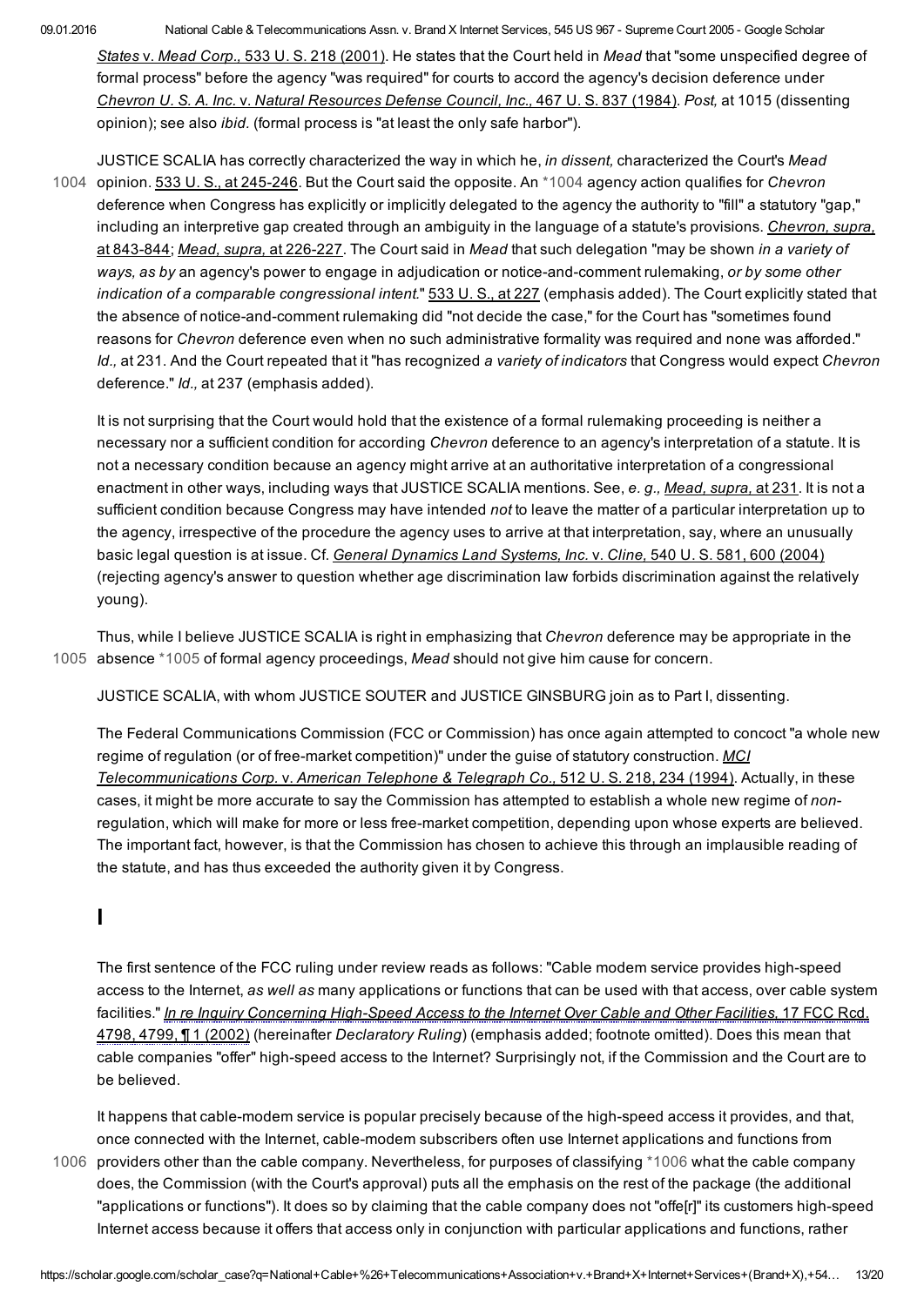*States* v. *Mead Corp.,* 533 U. S. 218 (2001). He states that the Court held in *Mead* that "some unspecified degree of formal process" before the agency "was required" for courts to accord the agency's decision deference under *Chevron U. S. A. Inc.* v. *Natural Resources Defense Council, Inc.,* 467 U. S. 837 (1984). *Post,* at 1015 (dissenting opinion); see also *ibid.* (formal process is "at least the only safe harbor").

JUSTICE SCALIA has correctly characterized the way in which he, *in dissent,* characterized the Court's *Mead* opinion. 533 U. S., at 245-246. But the Court said the opposite. An *1004 agency action qualifies for *Chevron* deference when Congress has explicitly or implicitly delegated to the agency the authority to "fill" a statutory "gap," including an interpretive gap created through an ambiguity in the language of a statute's provisions. *Chevron, supra,* at 843-844; *Mead, supra,* at 226-227. The Court said in *Mead* that such delegation "may be shown *in a variety of ways, as by* an agency's power to engage in adjudication or notice-and-comment rulemaking, *or by some other indication of a comparable congressional intent.*" 533 U. S., at 227 (emphasis added). The Court explicitly stated that the absence of notice-and-comment rulemaking did "not decide the case," for the Court has "sometimes found reasons for *Chevron* deference even when no such administrative formality was required and none was afforded." *Id.,* at 231. And the Court repeated that it "has recognized *a variety of indicators* that Congress would expect *Chevron* deference." *Id.,* at 237 (emphasis added).

It is not surprising that the Court would hold that the existence of a formal rulemaking proceeding is neither a necessary nor a sufficient condition for according *Chevron* deference to an agency's interpretation of a statute. It is not a necessary condition because an agency might arrive at an authoritative interpretation of a congressional enactment in other ways, including ways that JUSTICE SCALIA mentions. See, *e. g., Mead, supra,* at 231. It is not a sufficient condition because Congress may have intended *not* to leave the matter of a particular interpretation up to the agency, irrespective of the procedure the agency uses to arrive at that interpretation, say, where an unusually basic legal question is at issue. Cf. *General Dynamics Land Systems, Inc.* v. *Cline,* 540 U. S. 581, 600 (2004) (rejecting agency's answer to question whether age discrimination law forbids discrimination against the relatively young).

Thus, while I believe JUSTICE SCALIA is right in emphasizing that *Chevron* deference may be appropriate in the absence *1005 of formal agency proceedings, *Mead* should not give him cause for concern.

JUSTICE SCALIA, with whom JUSTICE SOUTER and JUSTICE GINSBURG join as to Part I, dissenting.

The Federal Communications Commission (FCC or Commission) has once again attempted to concoct "a whole new regime of regulation (or of free-market competition)" under the guise of statutory construction. *MCI Telecommunications Corp.* v. *American Telephone & Telegraph Co.,* 512 U. S. 218, 234 (1994). Actually, in these cases, it might be more accurate to say the Commission has attempted to establish a whole new regime of *non*-regulation, which will make for more or less free-market competition, depending upon whose experts are believed. The important fact, however, is that the Commission has chosen to achieve this through an implausible reading of the statute, and has thus exceeded the authority given it by Congress.

# I

The first sentence of the FCC ruling under review reads as follows: "Cable modem service provides high-speed access to the Internet, *as well as* many applications or functions that can be used with that access, over cable system facilities." *In re Inquiry Concerning High-Speed Access to the Internet Over Cable and Other Facilities,* 17 FCC Rcd. 4798, 4799, ¶ 1 (2002) (hereinafter *Declaratory Ruling*) (emphasis added; footnote omitted). Does this mean that cable companies "offer" high-speed access to the Internet? Surprisingly not, if the Commission and the Court are to be believed.

It happens that cable-modem service is popular precisely because of the high-speed access it provides, and that, once connected with the Internet, cable-modem subscribers often use Internet applications and functions from providers other than the cable company. Nevertheless, for purposes of classifying *1006 what the cable company does, the Commission (with the Court's approval) puts all the emphasis on the rest of the package (the additional "applications or functions"). It does so by claiming that the cable company does not "offe[r]" its customers high-speed Internet access because it offers that access only in conjunction with particular applications and functions, rather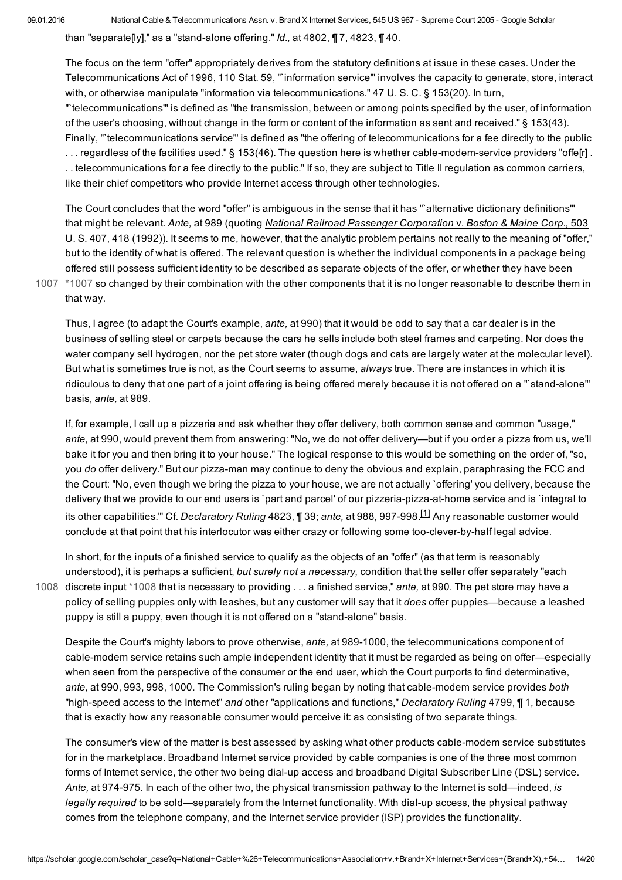than "separate[ly]," as a "stand-alone offering." *Id.,* at 4802, ¶ 7, 4823, ¶ 40.

The focus on the term "offer" appropriately derives from the statutory definitions at issue in these cases. Under the Telecommunications Act of 1996, 110 Stat. 59, "`information service'" involves the capacity to generate, store, interact with, or otherwise manipulate "information via telecommunications." 47 U. S. C. § 153(20). In turn, "`telecommunications'" is defined as "the transmission, between or among points specified by the user, of information of the user's choosing, without change in the form or content of the information as sent and received." § 153(43). Finally, "`telecommunications service'" is defined as "the offering of telecommunications for a fee directly to the public . . . regardless of the facilities used." § 153(46). The question here is whether cable-modem-service providers "offe[r] . . . telecommunications for a fee directly to the public." If so, they are subject to Title II regulation as common carriers, like their chief competitors who provide Internet access through other technologies.

The Court concludes that the word "offer" is ambiguous in the sense that it has "`alternative dictionary definitions'" that might be relevant. *Ante,* at 989 (quoting *National Railroad Passenger Corporation* v. *Boston & Maine Corp.,* 503 U. S. 407, 418 (1992)). It seems to me, however, that the analytic problem pertains not really to the meaning of "offer," but to the identity of what is offered. The relevant question is whether the individual components in a package being offered still possess sufficient identity to be described as separate objects of the offer, or whether they have been *1007 so changed by their combination with the other components that it is no longer reasonable to describe them in that way.

Thus, I agree (to adapt the Court's example, *ante,* at 990) that it would be odd to say that a car dealer is in the business of selling steel or carpets because the cars he sells include both steel frames and carpeting. Nor does the water company sell hydrogen, nor the pet store water (though dogs and cats are largely water at the molecular level). But what is sometimes true is not, as the Court seems to assume, *always* true. There are instances in which it is ridiculous to deny that one part of a joint offering is being offered merely because it is not offered on a "`stand-alone'" basis, *ante,* at 989.

If, for example, I call up a pizzeria and ask whether they offer delivery, both common sense and common "usage," *ante,* at 990, would prevent them from answering: "No, we do not offer delivery—but if you order a pizza from us, we'll bake it for you and then bring it to your house." The logical response to this would be something on the order of, "so, you *do* offer delivery." But our pizza-man may continue to deny the obvious and explain, paraphrasing the FCC and the Court: "No, even though we bring the pizza to your house, we are not actually `offering' you delivery, because the delivery that we provide to our end users is `part and parcel' of our pizzeria-pizza-at-home service and is `integral to its other capabilities.'" Cf. *Declaratory Ruling* 4823, ¶ 39; *ante,* at 988, 997-998.[1] Any reasonable customer would conclude at that point that his interlocutor was either crazy or following some too-clever-by-half legal advice.

In short, for the inputs of a finished service to qualify as the objects of an "offer" (as that term is reasonably understood), it is perhaps a sufficient, *but surely not a necessary,* condition that the seller offer separately "each discrete input *1008 that is necessary to providing . . . a finished service," *ante,* at 990. The pet store may have a policy of selling puppies only with leashes, but any customer will say that it *does* offer puppies—because a leashed puppy is still a puppy, even though it is not offered on a "stand-alone" basis.

Despite the Court's mighty labors to prove otherwise, *ante,* at 989-1000, the telecommunications component of cable-modem service retains such ample independent identity that it must be regarded as being on offer—especially when seen from the perspective of the consumer or the end user, which the Court purports to find determinative, *ante,* at 990, 993, 998, 1000. The Commission's ruling began by noting that cable-modem service provides *both* "high-speed access to the Internet" *and* other "applications and functions," *Declaratory Ruling* 4799, ¶ 1, because that is exactly how any reasonable consumer would perceive it: as consisting of two separate things.

The consumer's view of the matter is best assessed by asking what other products cable-modem service substitutes for in the marketplace. Broadband Internet service provided by cable companies is one of the three most common forms of Internet service, the other two being dial-up access and broadband Digital Subscriber Line (DSL) service. *Ante,* at 974-975. In each of the other two, the physical transmission pathway to the Internet is sold—indeed, *is legally required* to be sold—separately from the Internet functionality. With dial-up access, the physical pathway comes from the telephone company, and the Internet service provider (ISP) provides the functionality.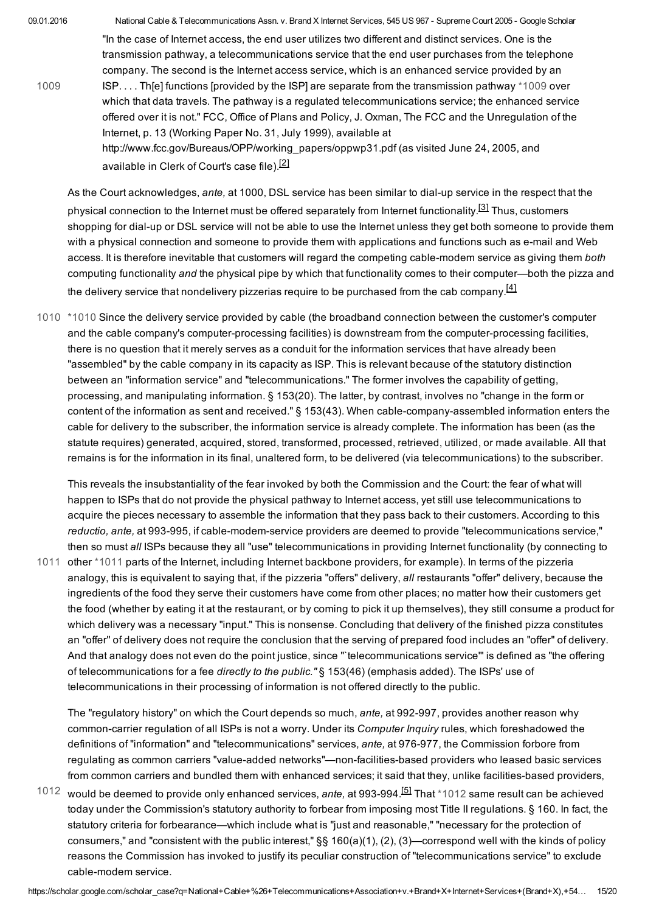"In the case of Internet access, the end user utilizes two different and distinct services. One is the transmission pathway, a telecommunications service that the end user purchases from the telephone company. The second is the Internet access service, which is an enhanced service provided by an ISP. . . . Th[e] functions [provided by the ISP] are separate from the transmission pathway *1009 over which that data travels. The pathway is a regulated telecommunications service; the enhanced service offered over it is not." FCC, Office of Plans and Policy, J. Oxman, The FCC and the Unregulation of the Internet, p. 13 (Working Paper No. 31, July 1999), available at http://www.fcc.gov/Bureaus/OPP/working_papers/oppwp31.pdf (as visited June 24, 2005, and available in Clerk of Court's case file).[2]

As the Court acknowledges, *ante,* at 1000, DSL service has been similar to dial-up service in the respect that the physical connection to the Internet must be offered separately from Internet functionality.[3] Thus, customers shopping for dial-up or DSL service will not be able to use the Internet unless they get both someone to provide them with a physical connection and someone to provide them with applications and functions such as e-mail and Web access. It is therefore inevitable that customers will regard the competing cable-modem service as giving them *both* computing functionality *and* the physical pipe by which that functionality comes to their computer—both the pizza and the delivery service that nondelivery pizzerias require to be purchased from the cab company.[4]

*1010 Since the delivery service provided by cable (the broadband connection between the customer's computer and the cable company's computer-processing facilities) is downstream from the computer-processing facilities, there is no question that it merely serves as a conduit for the information services that have already been "assembled" by the cable company in its capacity as ISP. This is relevant because of the statutory distinction between an "information service" and "telecommunications." The former involves the capability of getting, processing, and manipulating information. § 153(20). The latter, by contrast, involves no "change in the form or content of the information as sent and received." § 153(43). When cable-company-assembled information enters the cable for delivery to the subscriber, the information service is already complete. The information has been (as the statute requires) generated, acquired, stored, transformed, processed, retrieved, utilized, or made available. All that remains is for the information in its final, unaltered form, to be delivered (via telecommunications) to the subscriber.

This reveals the insubstantiality of the fear invoked by both the Commission and the Court: the fear of what will happen to ISPs that do not provide the physical pathway to Internet access, yet still use telecommunications to acquire the pieces necessary to assemble the information that they pass back to their customers. According to this *reductio, ante,* at 993-995, if cable-modem-service providers are deemed to provide "telecommunications service," then so must *all* ISPs because they all "use" telecommunications in providing Internet functionality (by connecting to other *1011 parts of the Internet, including Internet backbone providers, for example). In terms of the pizzeria analogy, this is equivalent to saying that, if the pizzeria "offers" delivery, *all* restaurants "offer" delivery, because the ingredients of the food they serve their customers have come from other places; no matter how their customers get the food (whether by eating it at the restaurant, or by coming to pick it up themselves), they still consume a product for which delivery was a necessary "input." This is nonsense. Concluding that delivery of the finished pizza constitutes an "offer" of delivery does not require the conclusion that the serving of prepared food includes an "offer" of delivery. And that analogy does not even do the point justice, since "`telecommunications service'" is defined as "the offering of telecommunications for a fee *directly to the public.*" § 153(46) (emphasis added). The ISPs' use of telecommunications in their processing of information is not offered directly to the public.

The "regulatory history" on which the Court depends so much, *ante,* at 992-997, provides another reason why common-carrier regulation of all ISPs is not a worry. Under its *Computer Inquiry* rules, which foreshadowed the definitions of "information" and "telecommunications" services, *ante,* at 976-977, the Commission forbore from regulating as common carriers "value-added networks"—non-facilities-based providers who leased basic services from common carriers and bundled them with enhanced services; it said that they, unlike facilities-based providers, would be deemed to provide only enhanced services, *ante,* at 993-994.[5] That *1012 same result can be achieved today under the Commission's statutory authority to forbear from imposing most Title II regulations. § 160. In fact, the statutory criteria for forbearance—which include what is "just and reasonable," "necessary for the protection of consumers," and "consistent with the public interest," §§ 160(a)(1), (2), (3)—correspond well with the kinds of policy reasons the Commission has invoked to justify its peculiar construction of "telecommunications service" to exclude cable-modem service.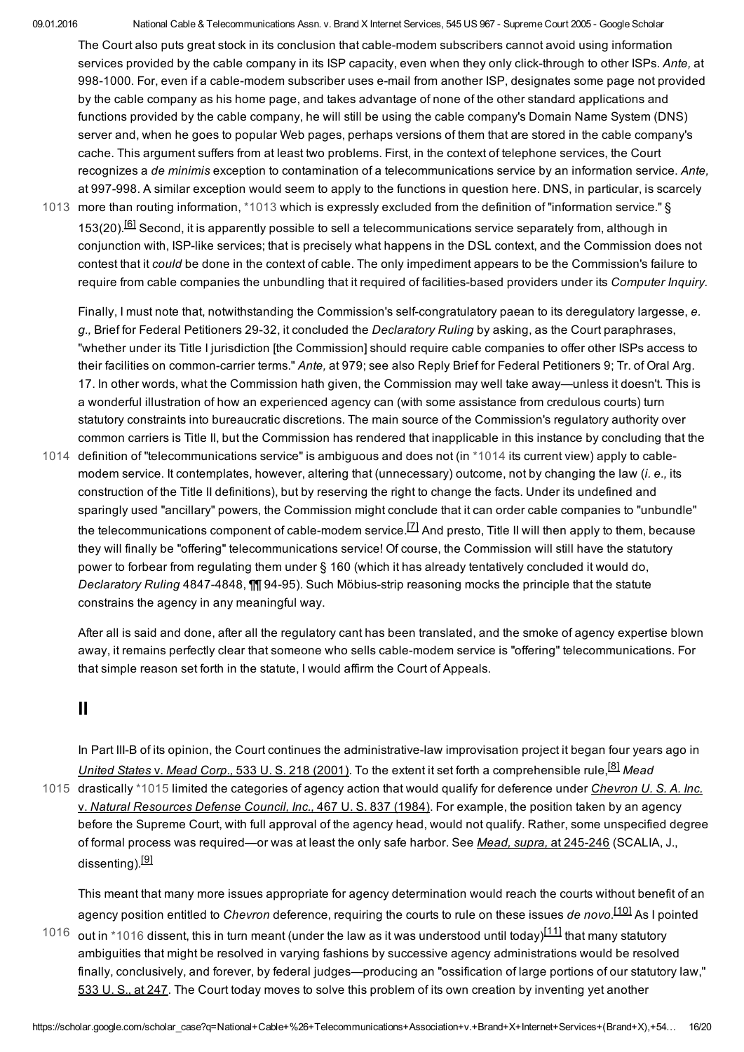The Court also puts great stock in its conclusion that cable-modem subscribers cannot avoid using information services provided by the cable company in its ISP capacity, even when they only click-through to other ISPs. *Ante,* at 998-1000. For, even if a cable-modem subscriber uses e-mail from another ISP, designates some page not provided by the cable company as his home page, and takes advantage of none of the other standard applications and functions provided by the cable company, he will still be using the cable company's Domain Name System (DNS) server and, when he goes to popular Web pages, perhaps versions of them that are stored in the cable company's cache. This argument suffers from at least two problems. First, in the context of telephone services, the Court recognizes a *de minimis* exception to contamination of a telecommunications service by an information service. *Ante,* at 997-998. A similar exception would seem to apply to the functions in question here. DNS, in particular, is scarcely more than routing information, *1013 which is expressly excluded from the definition of "information service." § 153(20).[6] Second, it is apparently possible to sell a telecommunications service separately from, although in conjunction with, ISP-like services; that is precisely what happens in the DSL context, and the Commission does not contest that it *could* be done in the context of cable. The only impediment appears to be the Commission's failure to require from cable companies the unbundling that it required of facilities-based providers under its *Computer Inquiry.*

Finally, I must note that, notwithstanding the Commission's self-congratulatory paean to its deregulatory largesse, *e. g.,* Brief for Federal Petitioners 29-32, it concluded the *Declaratory Ruling* by asking, as the Court paraphrases, "whether under its Title I jurisdiction [the Commission] should require cable companies to offer other ISPs access to their facilities on common-carrier terms." *Ante,* at 979; see also Reply Brief for Federal Petitioners 9; Tr. of Oral Arg. 17. In other words, what the Commission hath given, the Commission may well take away—unless it doesn't. This is a wonderful illustration of how an experienced agency can (with some assistance from credulous courts) turn statutory constraints into bureaucratic discretions. The main source of the Commission's regulatory authority over common carriers is Title II, but the Commission has rendered that inapplicable in this instance by concluding that the definition of "telecommunications service" is ambiguous and does not (in *1014 its current view) apply to cable-modem service. It contemplates, however, altering that (unnecessary) outcome, not by changing the law (*i. e.,* its construction of the Title II definitions), but by reserving the right to change the facts. Under its undefined and sparingly used "ancillary" powers, the Commission might conclude that it can order cable companies to "unbundle" the telecommunications component of cable-modem service.[7] And presto, Title II will then apply to them, because they will finally be "offering" telecommunications service! Of course, the Commission will still have the statutory power to forbear from regulating them under § 160 (which it has already tentatively concluded it would do, *Declaratory Ruling* 4847-4848, ¶¶ 94-95). Such Möbius-strip reasoning mocks the principle that the statute constrains the agency in any meaningful way.

After all is said and done, after all the regulatory cant has been translated, and the smoke of agency expertise blown away, it remains perfectly clear that someone who sells cable-modem service is "offering" telecommunications. For that simple reason set forth in the statute, I would affirm the Court of Appeals.

## II

In Part III-B of its opinion, the Court continues the administrative-law improvisation project it began four years ago in *United States* v. *Mead Corp.,* 533 U. S. 218 (2001). To the extent it set forth a comprehensible rule,[8] *Mead* drastically *1015 limited the categories of agency action that would qualify for deference under *Chevron U. S. A. Inc.* v. *Natural Resources Defense Council, Inc.,* 467 U. S. 837 (1984). For example, the position taken by an agency before the Supreme Court, with full approval of the agency head, would not qualify. Rather, some unspecified degree of formal process was required—or was at least the only safe harbor. See *Mead, supra,* at 245-246 (SCALIA, J., dissenting).[9]

This meant that many more issues appropriate for agency determination would reach the courts without benefit of an agency position entitled to *Chevron* deference, requiring the courts to rule on these issues *de novo*.[10] As I pointed out in *1016 dissent, this in turn meant (under the law as it was understood until today)[11] that many statutory ambiguities that might be resolved in varying fashions by successive agency administrations would be resolved finally, conclusively, and forever, by federal judges—producing an "ossification of large portions of our statutory law," 533 U. S., at 247. The Court today moves to solve this problem of its own creation by inventing yet another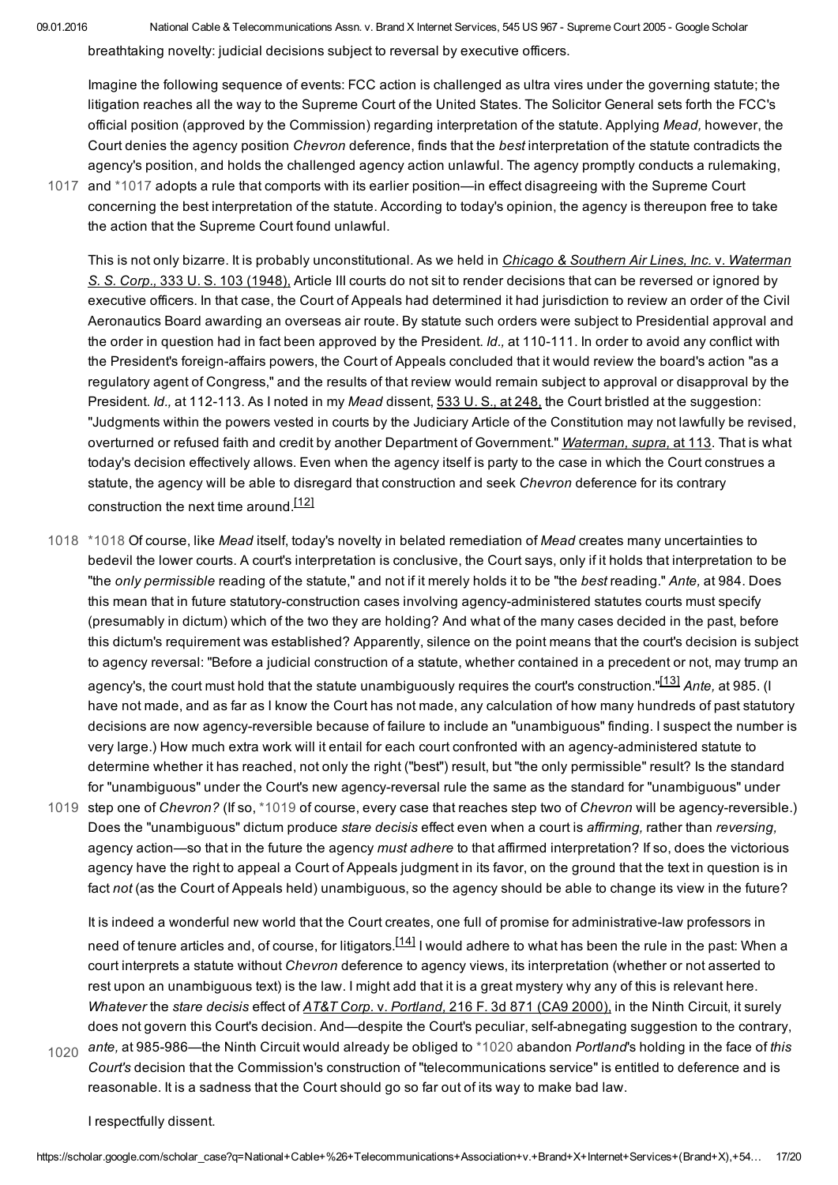breathtaking novelty: judicial decisions subject to reversal by executive officers.

Imagine the following sequence of events: FCC action is challenged as ultra vires under the governing statute; the litigation reaches all the way to the Supreme Court of the United States. The Solicitor General sets forth the FCC's official position (approved by the Commission) regarding interpretation of the statute. Applying *Mead,* however, the Court denies the agency position *Chevron* deference, finds that the *best* interpretation of the statute contradicts the agency's position, and holds the challenged agency action unlawful. The agency promptly conducts a rulemaking, and *1017 adopts a rule that comports with its earlier position—in effect disagreeing with the Supreme Court concerning the best interpretation of the statute. According to today's opinion, the agency is thereupon free to take the action that the Supreme Court found unlawful.

This is not only bizarre. It is probably unconstitutional. As we held in *Chicago & Southern Air Lines, Inc.* v. *Waterman S. S. Corp.,* 333 U. S. 103 (1948), Article III courts do not sit to render decisions that can be reversed or ignored by executive officers. In that case, the Court of Appeals had determined it had jurisdiction to review an order of the Civil Aeronautics Board awarding an overseas air route. By statute such orders were subject to Presidential approval and the order in question had in fact been approved by the President. *Id.,* at 110-111. In order to avoid any conflict with the President's foreign-affairs powers, the Court of Appeals concluded that it would review the board's action "as a regulatory agent of Congress," and the results of that review would remain subject to approval or disapproval by the President. *Id.,* at 112-113. As I noted in my *Mead* dissent, 533 U. S., at 248, the Court bristled at the suggestion: "Judgments within the powers vested in courts by the Judiciary Article of the Constitution may not lawfully be revised, overturned or refused faith and credit by another Department of Government." *Waterman, supra,* at 113. That is what today's decision effectively allows. Even when the agency itself is party to the case in which the Court construes a statute, the agency will be able to disregard that construction and seek *Chevron* deference for its contrary construction the next time around.[12]

*1018 Of course, like *Mead* itself, today's novelty in belated remediation of *Mead* creates many uncertainties to bedevil the lower courts. A court's interpretation is conclusive, the Court says, only if it holds that interpretation to be "the *only permissible* reading of the statute," and not if it merely holds it to be "the *best* reading." *Ante,* at 984. Does this mean that in future statutory-construction cases involving agency-administered statutes courts must specify (presumably in dictum) which of the two they are holding? And what of the many cases decided in the past, before this dictum's requirement was established? Apparently, silence on the point means that the court's decision is subject to agency reversal: "Before a judicial construction of a statute, whether contained in a precedent or not, may trump an agency's, the court must hold that the statute unambiguously requires the court's construction."[13] *Ante,* at 985. (I have not made, and as far as I know the Court has not made, any calculation of how many hundreds of past statutory decisions are now agency-reversible because of failure to include an "unambiguous" finding. I suspect the number is very large.) How much extra work will it entail for each court confronted with an agency-administered statute to determine whether it has reached, not only the right ("best") result, but "the only permissible" result? Is the standard for "unambiguous" under the Court's new agency-reversal rule the same as the standard for "unambiguous" under step one of *Chevron?* (If so, *1019 of course, every case that reaches step two of *Chevron* will be agency-reversible.) Does the "unambiguous" dictum produce *stare decisis* effect even when a court is *affirming,* rather than *reversing,* agency action—so that in the future the agency *must adhere* to that affirmed interpretation? If so, does the victorious agency have the right to appeal a Court of Appeals judgment in its favor, on the ground that the text in question is in fact *not* (as the Court of Appeals held) unambiguous, so the agency should be able to change its view in the future?

It is indeed a wonderful new world that the Court creates, one full of promise for administrative-law professors in need of tenure articles and, of course, for litigators.[14] I would adhere to what has been the rule in the past: When a court interprets a statute without *Chevron* deference to agency views, its interpretation (whether or not asserted to rest upon an unambiguous text) is the law. I might add that it is a great mystery why any of this is relevant here. *Whatever* the *stare decisis* effect of *AT&T Corp.* v. *Portland,* 216 F. 3d 871 (CA9 2000), in the Ninth Circuit, it surely does not govern this Court's decision. And—despite the Court's peculiar, self-abnegating suggestion to the contrary, *ante,* at 985-986—the Ninth Circuit would already be obliged to *1020 abandon *Portland*'s holding in the face of *this Court's* decision that the Commission's construction of "telecommunications service" is entitled to deference and is reasonable. It is a sadness that the Court should go so far out of its way to make bad law.

I respectfully dissent.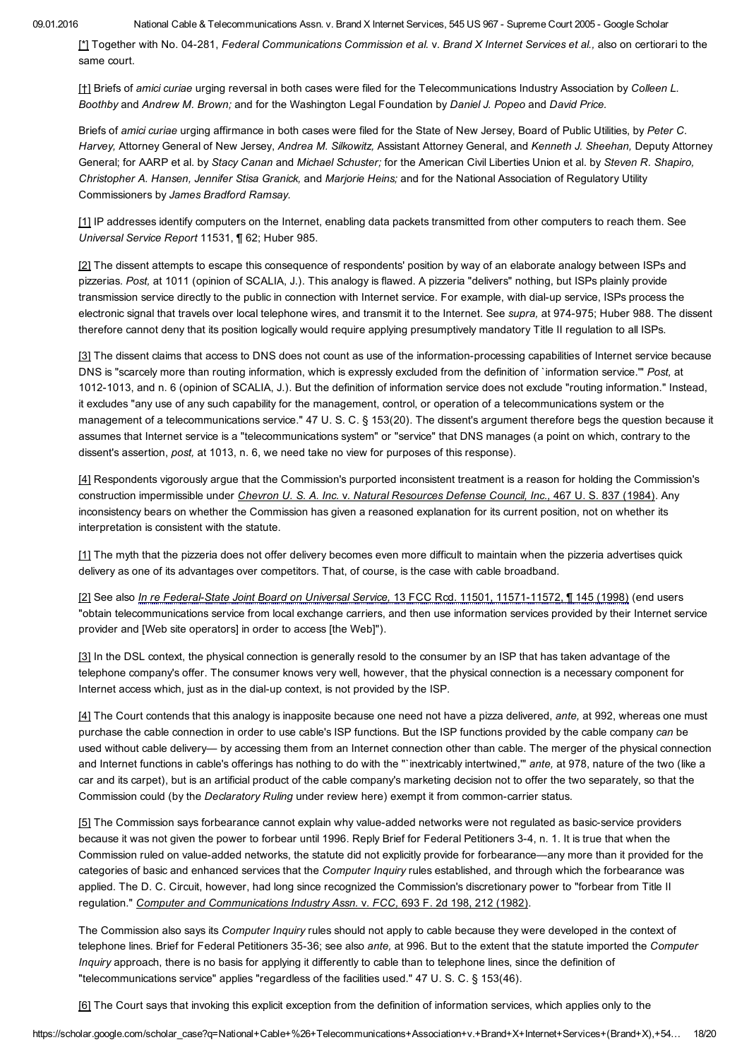[*] Together with No. 04-281, *Federal Communications Commission et al.* v. *Brand X Internet Services et al.,* also on certiorari to the same court.

[†] Briefs of *amici curiae* urging reversal in both cases were filed for the Telecommunications Industry Association by *Colleen L. Boothby* and *Andrew M. Brown;* and for the Washington Legal Foundation by *Daniel J. Popeo* and *David Price.*

Briefs of *amici curiae* urging affirmance in both cases were filed for the State of New Jersey, Board of Public Utilities, by *Peter C. Harvey,* Attorney General of New Jersey, *Andrea M. Silkowitz,* Assistant Attorney General, and *Kenneth J. Sheehan,* Deputy Attorney General; for AARP et al. by *Stacy Canan* and *Michael Schuster;* for the American Civil Liberties Union et al. by *Steven R. Shapiro, Christopher A. Hansen, Jennifer Stisa Granick,* and *Marjorie Heins;* and for the National Association of Regulatory Utility Commissioners by *James Bradford Ramsay.*

[1] IP addresses identify computers on the Internet, enabling data packets transmitted from other computers to reach them. See *Universal Service Report* 11531, ¶ 62; Huber 985.

[2] The dissent attempts to escape this consequence of respondents' position by way of an elaborate analogy between ISPs and pizzerias. *Post,* at 1011 (opinion of SCALIA, J.). This analogy is flawed. A pizzeria "delivers" nothing, but ISPs plainly provide transmission service directly to the public in connection with Internet service. For example, with dial-up service, ISPs process the electronic signal that travels over local telephone wires, and transmit it to the Internet. See *supra,* at 974-975; Huber 988. The dissent therefore cannot deny that its position logically would require applying presumptively mandatory Title II regulation to all ISPs.

[3] The dissent claims that access to DNS does not count as use of the information-processing capabilities of Internet service because DNS is "scarcely more than routing information, which is expressly excluded from the definition of `information service.'" *Post,* at 1012-1013, and n. 6 (opinion of SCALIA, J.). But the definition of information service does not exclude "routing information." Instead, it excludes "any use of any such capability for the management, control, or operation of a telecommunications system or the management of a telecommunications service." 47 U. S. C. § 153(20). The dissent's argument therefore begs the question because it assumes that Internet service is a "telecommunications system" or "service" that DNS manages (a point on which, contrary to the dissent's assertion, *post,* at 1013, n. 6, we need take no view for purposes of this response).

[4] Respondents vigorously argue that the Commission's purported inconsistent treatment is a reason for holding the Commission's construction impermissible under *Chevron U. S. A. Inc.* v. *Natural Resources Defense Council, Inc.,* 467 U. S. 837 (1984). Any inconsistency bears on whether the Commission has given a reasoned explanation for its current position, not on whether its interpretation is consistent with the statute.

[1] The myth that the pizzeria does not offer delivery becomes even more difficult to maintain when the pizzeria advertises quick delivery as one of its advantages over competitors. That, of course, is the case with cable broadband.

[2] See also *In re Federal-State Joint Board on Universal Service,* 13 FCC Rcd. 11501, 11571-11572, ¶ 145 (1998) (end users "obtain telecommunications service from local exchange carriers, and then use information services provided by their Internet service provider and [Web site operators] in order to access [the Web]").

[3] In the DSL context, the physical connection is generally resold to the consumer by an ISP that has taken advantage of the telephone company's offer. The consumer knows very well, however, that the physical connection is a necessary component for Internet access which, just as in the dial-up context, is not provided by the ISP.

[4] The Court contends that this analogy is inapposite because one need not have a pizza delivered, *ante,* at 992, whereas one must purchase the cable connection in order to use cable's ISP functions. But the ISP functions provided by the cable company *can* be used without cable delivery— by accessing them from an Internet connection other than cable. The merger of the physical connection and Internet functions in cable's offerings has nothing to do with the "`inextricably intertwined,'" *ante,* at 978, nature of the two (like a car and its carpet), but is an artificial product of the cable company's marketing decision not to offer the two separately, so that the Commission could (by the *Declaratory Ruling* under review here) exempt it from common-carrier status.

[5] The Commission says forbearance cannot explain why value-added networks were not regulated as basic-service providers because it was not given the power to forbear until 1996. Reply Brief for Federal Petitioners 3-4, n. 1. It is true that when the Commission ruled on value-added networks, the statute did not explicitly provide for forbearance—any more than it provided for the categories of basic and enhanced services that the *Computer Inquiry* rules established, and through which the forbearance was applied. The D. C. Circuit, however, had long since recognized the Commission's discretionary power to "forbear from Title II regulation." *Computer and Communications Industry Assn.* v. *FCC,* 693 F. 2d 198, 212 (1982).

The Commission also says its *Computer Inquiry* rules should not apply to cable because they were developed in the context of telephone lines. Brief for Federal Petitioners 35-36; see also *ante,* at 996. But to the extent that the statute imported the *Computer Inquiry* approach, there is no basis for applying it differently to cable than to telephone lines, since the definition of "telecommunications service" applies "regardless of the facilities used." 47 U. S. C. § 153(46).

[6] The Court says that invoking this explicit exception from the definition of information services, which applies only to the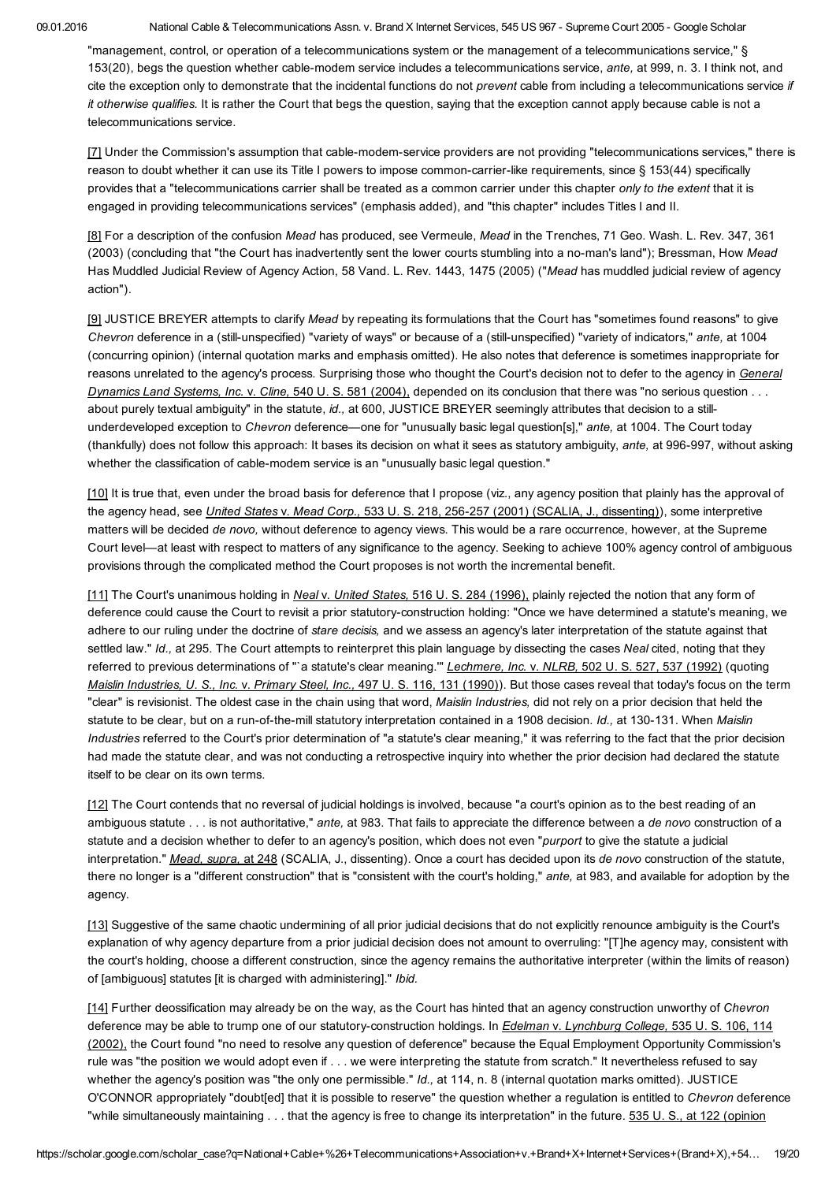"management, control, or operation of a telecommunications system or the management of a telecommunications service," § 153(20), begs the question whether cable-modem service includes a telecommunications service, *ante,* at 999, n. 3. I think not, and cite the exception only to demonstrate that the incidental functions do not *prevent* cable from including a telecommunications service *if it otherwise qualifies.* It is rather the Court that begs the question, saying that the exception cannot apply because cable is not a telecommunications service.

[7] Under the Commission's assumption that cable-modem-service providers are not providing "telecommunications services," there is reason to doubt whether it can use its Title I powers to impose common-carrier-like requirements, since § 153(44) specifically provides that a "telecommunications carrier shall be treated as a common carrier under this chapter *only to the extent* that it is engaged in providing telecommunications services" (emphasis added), and "this chapter" includes Titles I and II.

[8] For a description of the confusion *Mead* has produced, see Vermeule, *Mead* in the Trenches, 71 Geo. Wash. L. Rev. 347, 361 (2003) (concluding that "the Court has inadvertently sent the lower courts stumbling into a no-man's land"); Bressman, How *Mead* Has Muddled Judicial Review of Agency Action, 58 Vand. L. Rev. 1443, 1475 (2005) ("*Mead* has muddled judicial review of agency action").

[9] JUSTICE BREYER attempts to clarify *Mead* by repeating its formulations that the Court has "sometimes found reasons" to give *Chevron* deference in a (still-unspecified) "variety of ways" or because of a (still-unspecified) "variety of indicators," *ante,* at 1004 (concurring opinion) (internal quotation marks and emphasis omitted). He also notes that deference is sometimes inappropriate for reasons unrelated to the agency's process. Surprising those who thought the Court's decision not to defer to the agency in *General Dynamics Land Systems, Inc.* v. *Cline,* 540 U. S. 581 (2004), depended on its conclusion that there was "no serious question . . . about purely textual ambiguity" in the statute, *id.,* at 600, JUSTICE BREYER seemingly attributes that decision to a still-underdeveloped exception to *Chevron* deference—one for "unusually basic legal question[s]," *ante,* at 1004. The Court today (thankfully) does not follow this approach: It bases its decision on what it sees as statutory ambiguity, *ante,* at 996-997, without asking whether the classification of cable-modem service is an "unusually basic legal question."

[10] It is true that, even under the broad basis for deference that I propose (viz., any agency position that plainly has the approval of the agency head, see *United States* v. *Mead Corp.,* 533 U. S. 218, 256-257 (2001) (SCALIA, J., dissenting)), some interpretive matters will be decided *de novo,* without deference to agency views. This would be a rare occurrence, however, at the Supreme Court level—at least with respect to matters of any significance to the agency. Seeking to achieve 100% agency control of ambiguous provisions through the complicated method the Court proposes is not worth the incremental benefit.

[11] The Court's unanimous holding in *Neal* v. *United States,* 516 U. S. 284 (1996), plainly rejected the notion that any form of deference could cause the Court to revisit a prior statutory-construction holding: "Once we have determined a statute's meaning, we adhere to our ruling under the doctrine of *stare decisis,* and we assess an agency's later interpretation of the statute against that settled law." *Id.,* at 295. The Court attempts to reinterpret this plain language by dissecting the cases *Neal* cited, noting that they referred to previous determinations of "`a statute's clear meaning.'" *Lechmere, Inc.* v. *NLRB,* 502 U. S. 527, 537 (1992) (quoting *Maislin Industries, U. S., Inc.* v. *Primary Steel, Inc.,* 497 U. S. 116, 131 (1990)). But those cases reveal that today's focus on the term "clear" is revisionist. The oldest case in the chain using that word, *Maislin Industries,* did not rely on a prior decision that held the statute to be clear, but on a run-of-the-mill statutory interpretation contained in a 1908 decision. *Id.,* at 130-131. When *Maislin Industries* referred to the Court's prior determination of "a statute's clear meaning," it was referring to the fact that the prior decision had made the statute clear, and was not conducting a retrospective inquiry into whether the prior decision had declared the statute itself to be clear on its own terms.

[12] The Court contends that no reversal of judicial holdings is involved, because "a court's opinion as to the best reading of an ambiguous statute . . . is not authoritative," *ante,* at 983. That fails to appreciate the difference between a *de novo* construction of a statute and a decision whether to defer to an agency's position, which does not even "*purport* to give the statute a judicial interpretation." *Mead, supra,* at 248 (SCALIA, J., dissenting). Once a court has decided upon its *de novo* construction of the statute, there no longer is a "different construction" that is "consistent with the court's holding," *ante,* at 983, and available for adoption by the agency.

[13] Suggestive of the same chaotic undermining of all prior judicial decisions that do not explicitly renounce ambiguity is the Court's explanation of why agency departure from a prior judicial decision does not amount to overruling: "[T]he agency may, consistent with the court's holding, choose a different construction, since the agency remains the authoritative interpreter (within the limits of reason) of [ambiguous] statutes [it is charged with administering]." *Ibid.*

[14] Further deossification may already be on the way, as the Court has hinted that an agency construction unworthy of *Chevron* deference may be able to trump one of our statutory-construction holdings. In *Edelman* v. *Lynchburg College,* 535 U. S. 106, 114 (2002), the Court found "no need to resolve any question of deference" because the Equal Employment Opportunity Commission's rule was "the position we would adopt even if . . . we were interpreting the statute from scratch." It nevertheless refused to say whether the agency's position was "the only one permissible." *Id.,* at 114, n. 8 (internal quotation marks omitted). JUSTICE O'CONNOR appropriately "doubt[ed] that it is possible to reserve" the question whether a regulation is entitled to *Chevron* deference "while simultaneously maintaining . . . that the agency is free to change its interpretation" in the future. 535 U. S., at 122 (opinion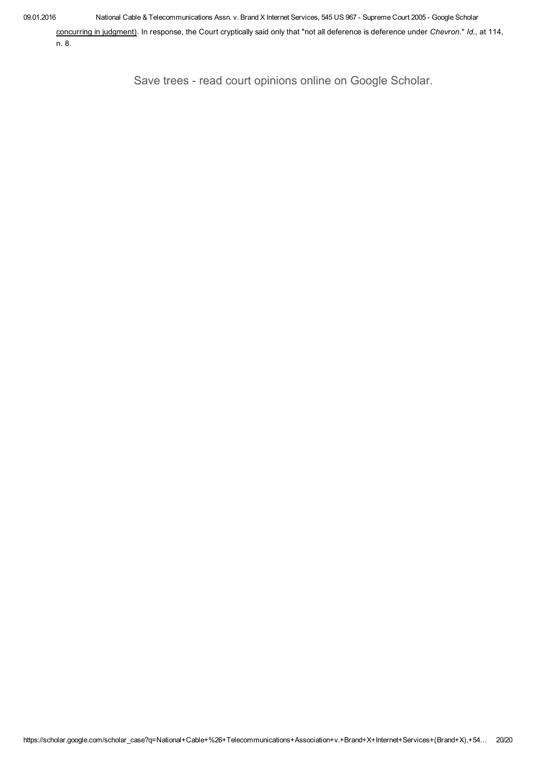concurring in judgment). In response, the Court cryptically said only that "not all deference is deference under *Chevron.*" *Id.,* at 114, n. 8.

Save trees - read court opinions online on Google Scholar.